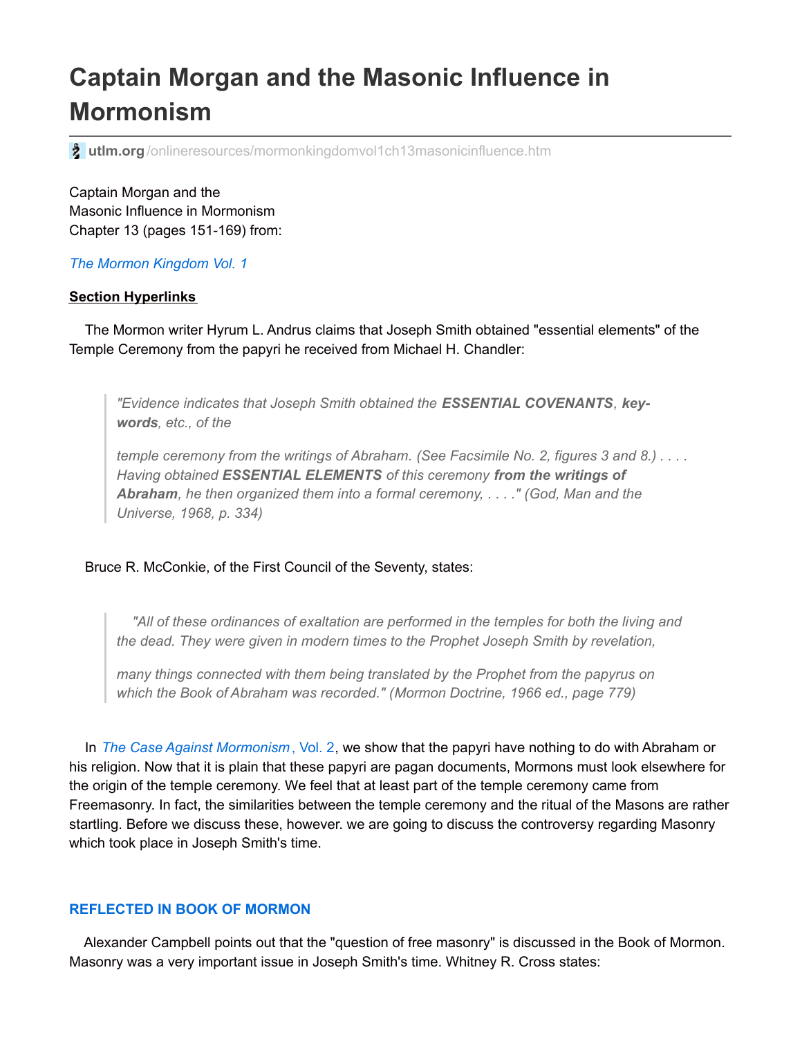# Captain Morgan and the Masonic Influence in Mormonism

utlm.org/onlineresources/mormonkingdomvol1ch13masonicinfluence.htm

Captain Morgan and the
Masonic Influence in Mormonism
Chapter 13 (pages 151-169) from:

*The Mormon Kingdom Vol. 1*

**Section Hyperlinks**

The Mormon writer Hyrum L. Andrus claims that Joseph Smith obtained "essential elements" of the Temple Ceremony from the papyri he received from Michael H. Chandler:

> *"Evidence indicates that Joseph Smith obtained the* ***ESSENTIAL COVENANTS****,* ***key-words****, etc., of the*
>
> *temple ceremony from the writings of Abraham. (See Facsimile No. 2, figures 3 and 8.) . . . . Having obtained* ***ESSENTIAL ELEMENTS*** *of this ceremony* ***from the writings of Abraham****, he then organized them into a formal ceremony, . . . ." (God, Man and the Universe, 1968, p. 334)*

Bruce R. McConkie, of the First Council of the Seventy, states:

> *"All of these ordinances of exaltation are performed in the temples for both the living and the dead. They were given in modern times to the Prophet Joseph Smith by revelation,*
>
> *many things connected with them being translated by the Prophet from the papyrus on which the Book of Abraham was recorded." (Mormon Doctrine, 1966 ed., page 779)*

In *The Case Against Mormonism*, Vol. 2, we show that the papyri have nothing to do with Abraham or his religion. Now that it is plain that these papyri are pagan documents, Mormons must look elsewhere for the origin of the temple ceremony. We feel that at least part of the temple ceremony came from Freemasonry. In fact, the similarities between the temple ceremony and the ritual of the Masons are rather startling. Before we discuss these, however. we are going to discuss the controversy regarding Masonry which took place in Joseph Smith's time.

## REFLECTED IN BOOK OF MORMON

Alexander Campbell points out that the "question of free masonry" is discussed in the Book of Mormon. Masonry was a very important issue in Joseph Smith's time. Whitney R. Cross states: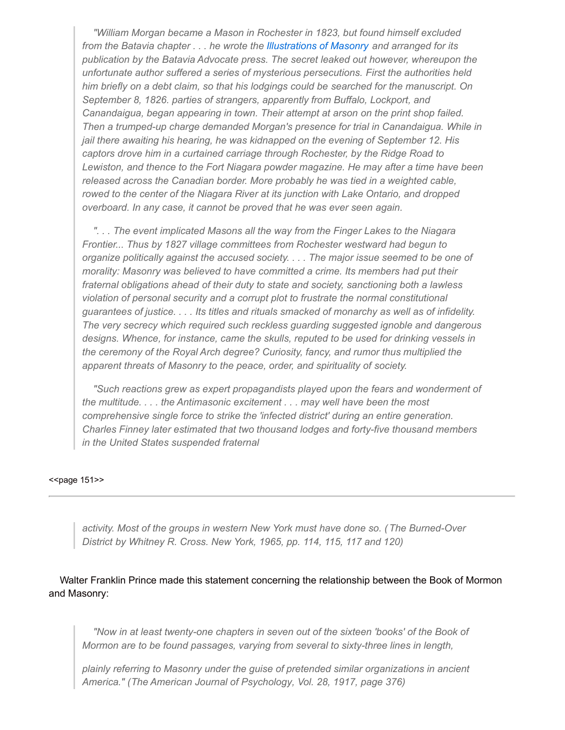> *"William Morgan became a Mason in Rochester in 1823, but found himself excluded from the Batavia chapter . . . he wrote the Illustrations of Masonry and arranged for its publication by the Batavia Advocate press. The secret leaked out however, whereupon the unfortunate author suffered a series of mysterious persecutions. First the authorities held him briefly on a debt claim, so that his lodgings could be searched for the manuscript. On September 8, 1826. parties of strangers, apparently from Buffalo, Lockport, and Canandaigua, began appearing in town. Their attempt at arson on the print shop failed. Then a trumped-up charge demanded Morgan's presence for trial in Canandaigua. While in jail there awaiting his hearing, he was kidnapped on the evening of September 12. His captors drove him in a curtained carriage through Rochester, by the Ridge Road to Lewiston, and thence to the Fort Niagara powder magazine. He may after a time have been released across the Canadian border. More probably he was tied in a weighted cable, rowed to the center of the Niagara River at its junction with Lake Ontario, and dropped overboard. In any case, it cannot be proved that he was ever seen again.*
>
> *". . . The event implicated Masons all the way from the Finger Lakes to the Niagara Frontier... Thus by 1827 village committees from Rochester westward had begun to organize politically against the accused society. . . . The major issue seemed to be one of morality: Masonry was believed to have committed a crime. Its members had put their fraternal obligations ahead of their duty to state and society, sanctioning both a lawless violation of personal security and a corrupt plot to frustrate the normal constitutional guarantees of justice. . . . Its titles and rituals smacked of monarchy as well as of infidelity. The very secrecy which required such reckless guarding suggested ignoble and dangerous designs. Whence, for instance, came the skulls, reputed to be used for drinking vessels in the ceremony of the Royal Arch degree? Curiosity, fancy, and rumor thus multiplied the apparent threats of Masonry to the peace, order, and spirituality of society.*
>
> *"Such reactions grew as expert propagandists played upon the fears and wonderment of the multitude. . . . the Antimasonic excitement . . . may well have been the most comprehensive single force to strike the 'infected district' during an entire generation. Charles Finney later estimated that two thousand lodges and forty-five thousand members in the United States suspended fraternal*

<<page 151>>

---

> *activity. Most of the groups in western New York must have done so. (The Burned-Over District by Whitney R. Cross. New York, 1965, pp. 114, 115, 117 and 120)*

Walter Franklin Prince made this statement concerning the relationship between the Book of Mormon and Masonry:

> *"Now in at least twenty-one chapters in seven out of the sixteen 'books' of the Book of Mormon are to be found passages, varying from several to sixty-three lines in length,*
>
> *plainly referring to Masonry under the guise of pretended similar organizations in ancient America." (The American Journal of Psychology, Vol. 28, 1917, page 376)*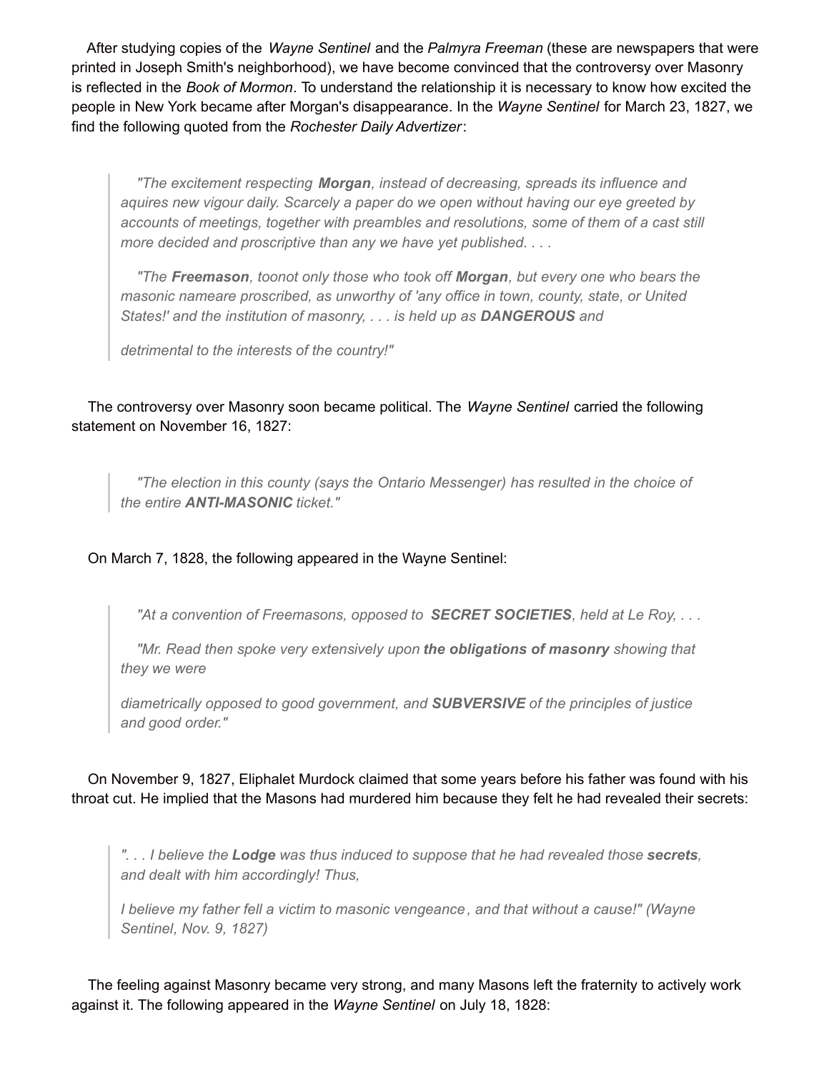After studying copies of the *Wayne Sentinel* and the *Palmyra Freeman* (these are newspapers that were printed in Joseph Smith's neighborhood), we have become convinced that the controversy over Masonry is reflected in the *Book of Mormon*. To understand the relationship it is necessary to know how excited the people in New York became after Morgan's disappearance. In the *Wayne Sentinel* for March 23, 1827, we find the following quoted from the *Rochester Daily Advertizer*:

> *"The excitement respecting **Morgan**, instead of decreasing, spreads its influence and aquires new vigour daily. Scarcely a paper do we open without having our eye greeted by accounts of meetings, together with preambles and resolutions, some of them of a cast still more decided and proscriptive than any we have yet published. . . .*
>
> *"The **Freemason**, toonot only those who took off **Morgan**, but every one who bears the masonic nameare proscribed, as unworthy of 'any office in town, county, state, or United States!' and the institution of masonry, . . . is held up as **DANGEROUS** and*
>
> *detrimental to the interests of the country!"*

The controversy over Masonry soon became political. The *Wayne Sentinel* carried the following statement on November 16, 1827:

> *"The election in this county (says the Ontario Messenger) has resulted in the choice of the entire **ANTI-MASONIC** ticket."*

On March 7, 1828, the following appeared in the Wayne Sentinel:

> *"At a convention of Freemasons, opposed to **SECRET SOCIETIES**, held at Le Roy, . . .*
>
> *"Mr. Read then spoke very extensively upon **the obligations of masonry** showing that they we were*
>
> *diametrically opposed to good government, and **SUBVERSIVE** of the principles of justice and good order."*

On November 9, 1827, Eliphalet Murdock claimed that some years before his father was found with his throat cut. He implied that the Masons had murdered him because they felt he had revealed their secrets:

> *". . . I believe the **Lodge** was thus induced to suppose that he had revealed those **secrets**, and dealt with him accordingly! Thus,*
>
> *I believe my father fell a victim to masonic vengeance, and that without a cause!" (Wayne Sentinel, Nov. 9, 1827)*

The feeling against Masonry became very strong, and many Masons left the fraternity to actively work against it. The following appeared in the *Wayne Sentinel* on July 18, 1828: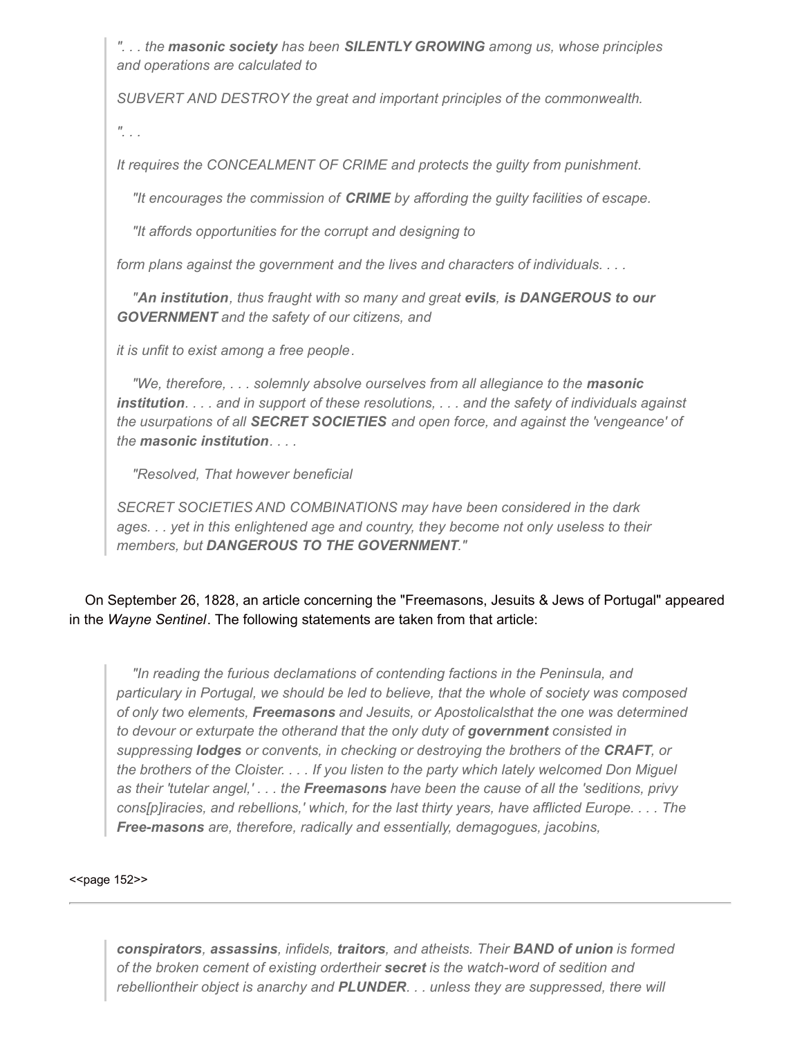> *". . . the **masonic society** has been **SILENTLY GROWING** among us, whose principles and operations are calculated to*
>
> *SUBVERT AND DESTROY the great and important principles of the commonwealth.*
>
> *". . .*
>
> *It requires the CONCEALMENT OF CRIME and protects the guilty from punishment.*
>
> *"It encourages the commission of **CRIME** by affording the guilty facilities of escape.*
>
> *"It affords opportunities for the corrupt and designing to*
>
> *form plans against the government and the lives and characters of individuals. . . .*
>
> *"**An institution**, thus fraught with so many and great **evils**, **is DANGEROUS to our GOVERNMENT** and the safety of our citizens, and*
>
> *it is unfit to exist among a free people.*
>
> *"We, therefore, . . . solemnly absolve ourselves from all allegiance to the **masonic institution**. . . . and in support of these resolutions, . . . and the safety of individuals against the usurpations of all **SECRET SOCIETIES** and open force, and against the 'vengeance' of the **masonic institution**. . . .*
>
> *"Resolved, That however beneficial*
>
> *SECRET SOCIETIES AND COMBINATIONS may have been considered in the dark ages. . . yet in this enlightened age and country, they become not only useless to their members, but **DANGEROUS TO THE GOVERNMENT**."*

On September 26, 1828, an article concerning the "Freemasons, Jesuits & Jews of Portugal" appeared in the *Wayne Sentinel*. The following statements are taken from that article:

> *"In reading the furious declamations of contending factions in the Peninsula, and particulary in Portugal, we should be led to believe, that the whole of society was composed of only two elements, **Freemasons** and Jesuits, or Apostolicalsthat the one was determined to devour or exturpate the otherand that the only duty of **government** consisted in suppressing **lodges** or convents, in checking or destroying the brothers of the **CRAFT**, or the brothers of the Cloister. . . . If you listen to the party which lately welcomed Don Miguel as their 'tutelar angel,' . . . the **Freemasons** have been the cause of all the 'seditions, privy cons[p]iracies, and rebellions,' which, for the last thirty years, have afflicted Europe. . . . The **Free-masons** are, therefore, radically and essentially, demagogues, jacobins,*

<<page 152>>

---

> ***conspirators**, **assassins**, infidels, **traitors**, and atheists. Their **BAND of union** is formed of the broken cement of existing ordertheir **secret** is the watch-word of sedition and rebelliontheir object is anarchy and **PLUNDER**. . . unless they are suppressed, there will*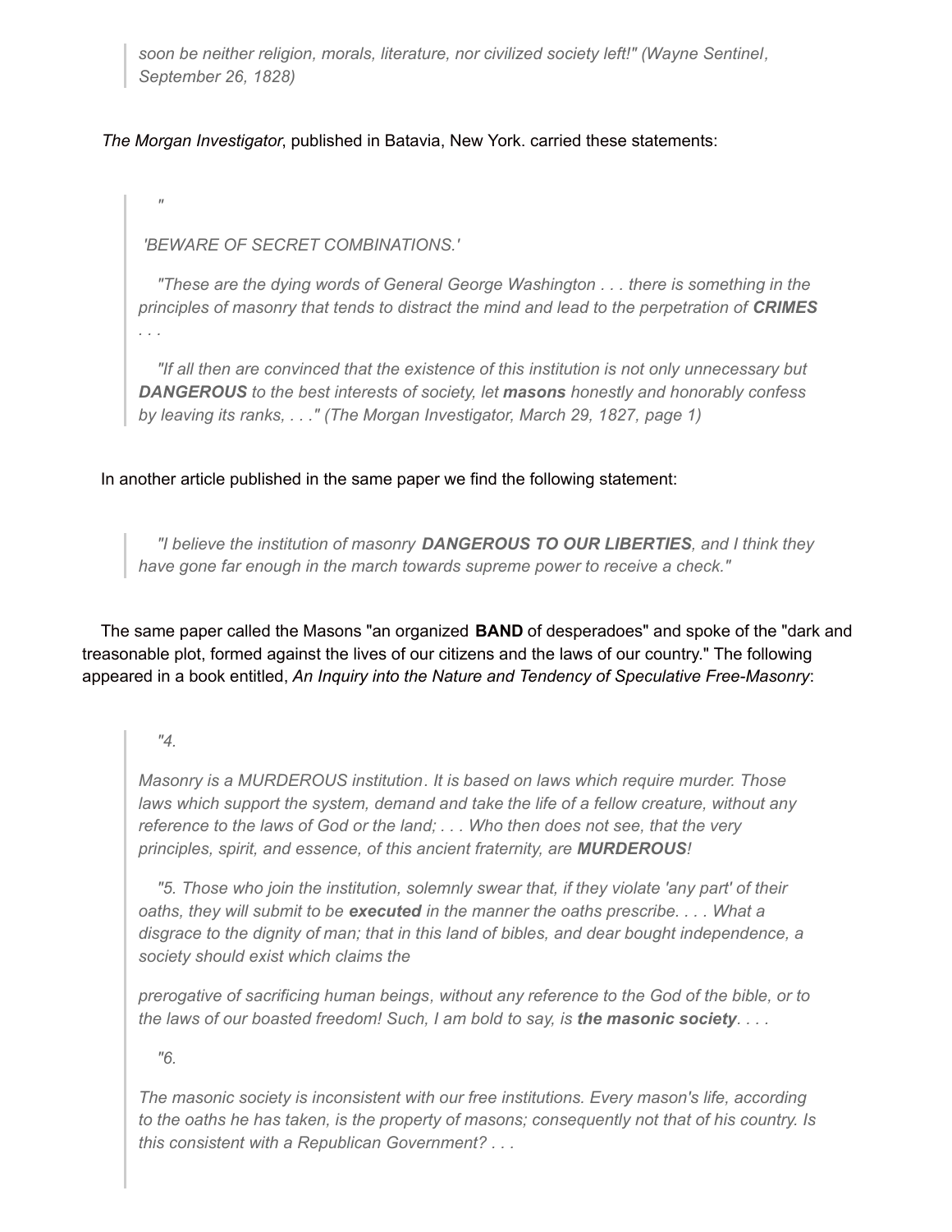> *soon be neither religion, morals, literature, nor civilized society left!" (Wayne Sentinel, September 26, 1828)*

*The Morgan Investigator*, published in Batavia, New York. carried these statements:

> *"*
>
> *'BEWARE OF SECRET COMBINATIONS.'*
>
> *"These are the dying words of General George Washington . . . there is something in the principles of masonry that tends to distract the mind and lead to the perpetration of **CRIMES** . . .*
>
> *"If all then are convinced that the existence of this institution is not only unnecessary but **DANGEROUS** to the best interests of society, let **masons** honestly and honorably confess by leaving its ranks, . . ." (The Morgan Investigator, March 29, 1827, page 1)*

In another article published in the same paper we find the following statement:

> *"I believe the institution of masonry **DANGEROUS TO OUR LIBERTIES**, and I think they have gone far enough in the march towards supreme power to receive a check."*

The same paper called the Masons "an organized **BAND** of desperadoes" and spoke of the "dark and treasonable plot, formed against the lives of our citizens and the laws of our country." The following appeared in a book entitled, *An Inquiry into the Nature and Tendency of Speculative Free-Masonry*:

> *"4.*
>
> *Masonry is a MURDEROUS institution. It is based on laws which require murder. Those laws which support the system, demand and take the life of a fellow creature, without any reference to the laws of God or the land; . . . Who then does not see, that the very principles, spirit, and essence, of this ancient fraternity, are **MURDEROUS**!*
>
> *"5. Those who join the institution, solemnly swear that, if they violate 'any part' of their oaths, they will submit to be **executed** in the manner the oaths prescribe. . . . What a disgrace to the dignity of man; that in this land of bibles, and dear bought independence, a society should exist which claims the*
>
> *prerogative of sacrificing human beings, without any reference to the God of the bible, or to the laws of our boasted freedom! Such, I am bold to say, is **the masonic society**. . . .*
>
> *"6.*
>
> *The masonic society is inconsistent with our free institutions. Every mason's life, according to the oaths he has taken, is the property of masons; consequently not that of his country. Is this consistent with a Republican Government? . . .*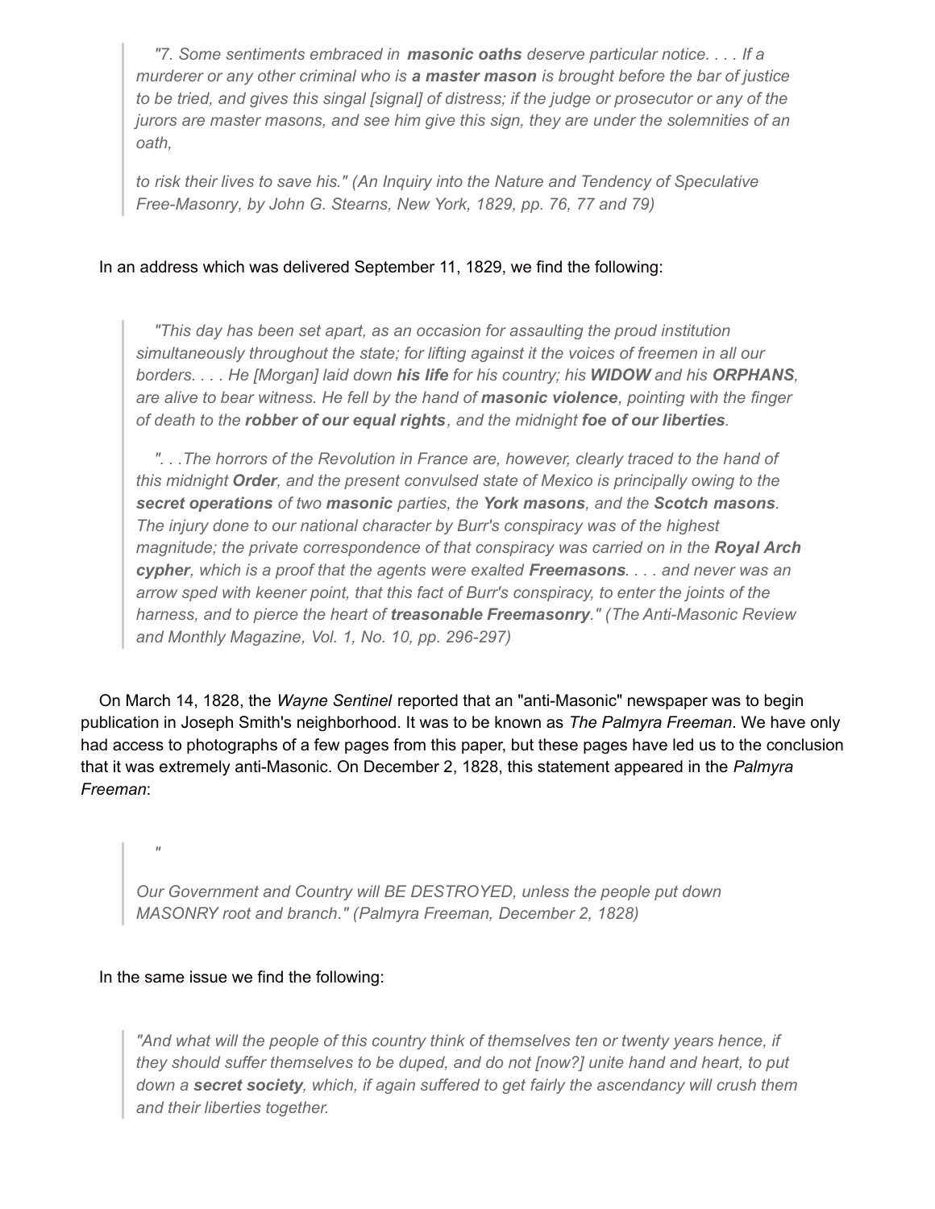> "7. Some sentiments embraced in **masonic oaths** deserve particular notice. . . . If a murderer or any other criminal who is **a master mason** is brought before the bar of justice to be tried, and gives this singal [signal] of distress; if the judge or prosecutor or any of the jurors are master masons, and see him give this sign, they are under the solemnities of an oath,
>
> to risk their lives to save his." (An Inquiry into the Nature and Tendency of Speculative Free-Masonry, by John G. Stearns, New York, 1829, pp. 76, 77 and 79)

In an address which was delivered September 11, 1829, we find the following:

> "This day has been set apart, as an occasion for assaulting the proud institution simultaneously throughout the state; for lifting against it the voices of freemen in all our borders. . . . He [Morgan] laid down **his life** for his country; his **WIDOW** and his **ORPHANS**, are alive to bear witness. He fell by the hand of **masonic violence**, pointing with the finger of death to the **robber of our equal rights**, and the midnight **foe of our liberties**.
>
> ". . .The horrors of the Revolution in France are, however, clearly traced to the hand of this midnight **Order**, and the present convulsed state of Mexico is principally owing to the **secret operations** of two **masonic** parties, the **York masons**, and the **Scotch masons**. The injury done to our national character by Burr's conspiracy was of the highest magnitude; the private correspondence of that conspiracy was carried on in the **Royal Arch cypher**, which is a proof that the agents were exalted **Freemasons**. . . . and never was an arrow sped with keener point, that this fact of Burr's conspiracy, to enter the joints of the harness, and to pierce the heart of **treasonable Freemasonry**." (The Anti-Masonic Review and Monthly Magazine, Vol. 1, No. 10, pp. 296-297)

On March 14, 1828, the *Wayne Sentinel* reported that an "anti-Masonic" newspaper was to begin publication in Joseph Smith's neighborhood. It was to be known as *The Palmyra Freeman*. We have only had access to photographs of a few pages from this paper, but these pages have led us to the conclusion that it was extremely anti-Masonic. On December 2, 1828, this statement appeared in the *Palmyra Freeman*:

> "
>
> Our Government and Country will BE DESTROYED, unless the people put down MASONRY root and branch." (Palmyra Freeman, December 2, 1828)

In the same issue we find the following:

> "And what will the people of this country think of themselves ten or twenty years hence, if they should suffer themselves to be duped, and do not [now?] unite hand and heart, to put down a **secret society**, which, if again suffered to get fairly the ascendancy will crush them and their liberties together.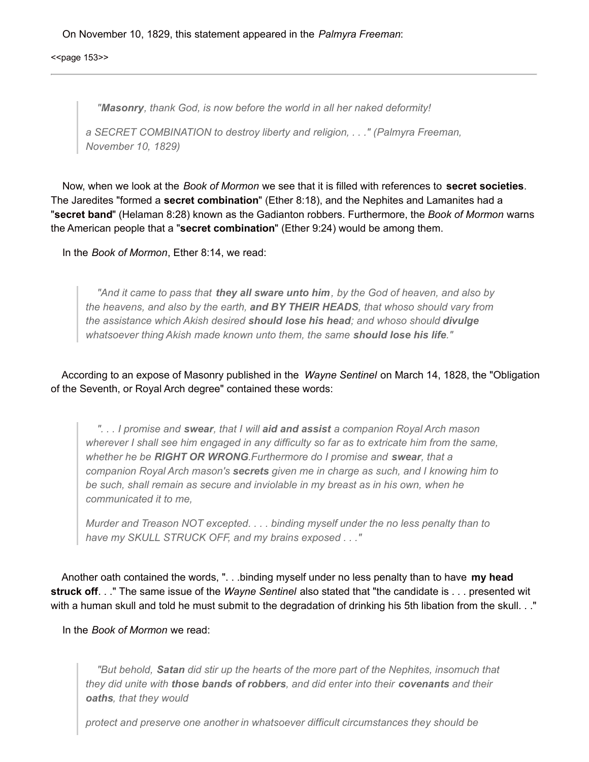On November 10, 1829, this statement appeared in the *Palmyra Freeman*:

<<page 153>>

---

> *"**Masonry**, thank God, is now before the world in all her naked deformity!*
>
> *a SECRET COMBINATION to destroy liberty and religion, . . ." (Palmyra Freeman, November 10, 1829)*

Now, when we look at the *Book of Mormon* we see that it is filled with references to **secret societies**. The Jaredites "formed a **secret combination**" (Ether 8:18), and the Nephites and Lamanites had a "**secret band**" (Helaman 8:28) known as the Gadianton robbers. Furthermore, the *Book of Mormon* warns the American people that a "**secret combination**" (Ether 9:24) would be among them.

In the *Book of Mormon*, Ether 8:14, we read:

> *"And it came to pass that **they all sware unto him**, by the God of heaven, and also by the heavens, and also by the earth, **and BY THEIR HEADS**, that whoso should vary from the assistance which Akish desired **should lose his head**; and whoso should **divulge** whatsoever thing Akish made known unto them, the same **should lose his life**."*

According to an expose of Masonry published in the *Wayne Sentinel* on March 14, 1828, the "Obligation of the Seventh, or Royal Arch degree" contained these words:

> *". . . I promise and **swear**, that I will **aid and assist** a companion Royal Arch mason wherever I shall see him engaged in any difficulty so far as to extricate him from the same, whether he be **RIGHT OR WRONG**.Furthermore do I promise and **swear**, that a companion Royal Arch mason's **secrets** given me in charge as such, and I knowing him to be such, shall remain as secure and inviolable in my breast as in his own, when he communicated it to me,*
>
> *Murder and Treason NOT excepted. . . . binding myself under the no less penalty than to have my SKULL STRUCK OFF, and my brains exposed . . ."*

Another oath contained the words, ". . .binding myself under no less penalty than to have **my head struck off**. . ." The same issue of the *Wayne Sentinel* also stated that "the candidate is . . . presented wit with a human skull and told he must submit to the degradation of drinking his 5th libation from the skull. . ."

In the *Book of Mormon* we read:

> *"But behold, **Satan** did stir up the hearts of the more part of the Nephites, insomuch that they did unite with **those bands of robbers**, and did enter into their **covenants** and their **oaths**, that they would*
>
> *protect and preserve one another in whatsoever difficult circumstances they should be*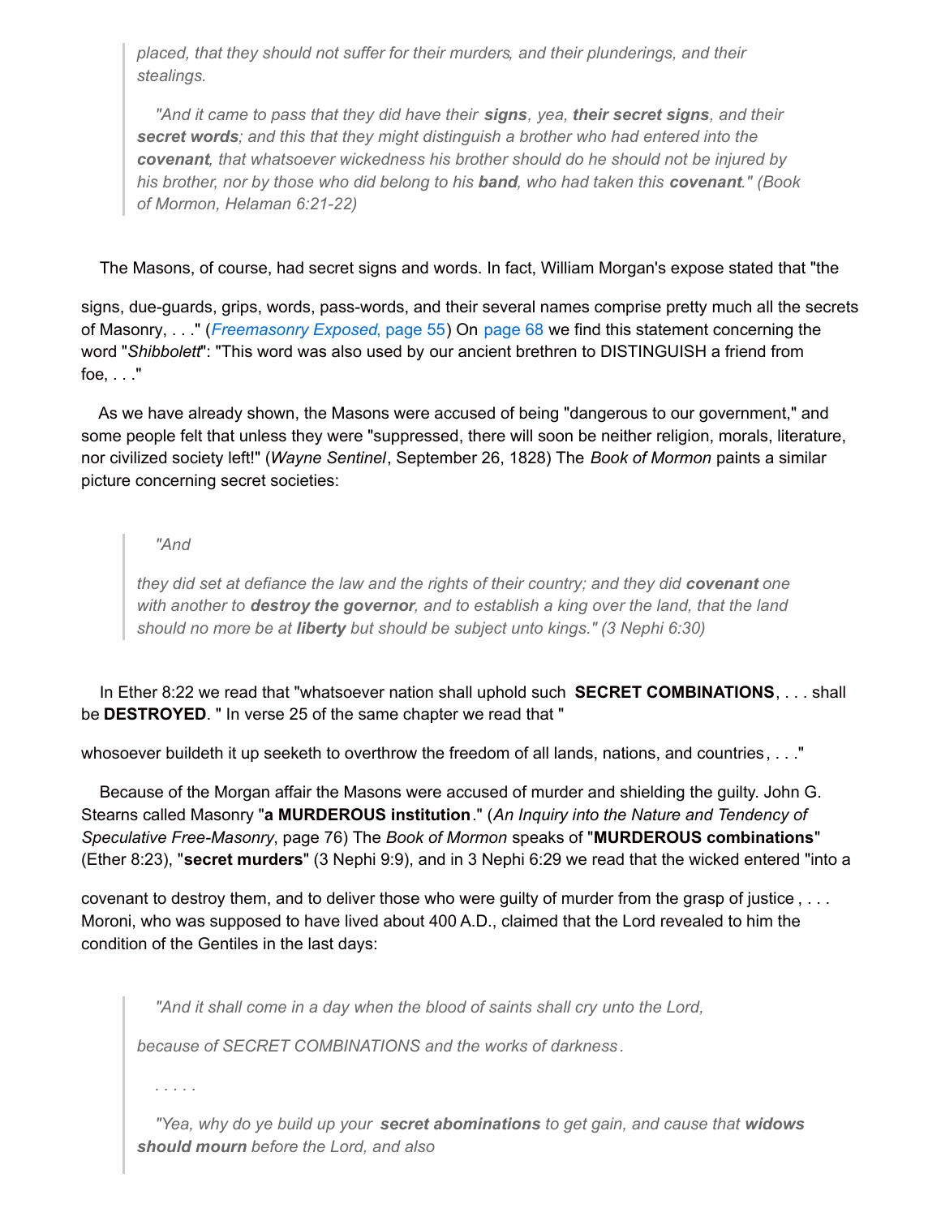> *placed, that they should not suffer for their murders, and their plunderings, and their stealings.*
>
> *"And it came to pass that they did have their **signs**, yea, **their secret signs**, and their **secret words**; and this that they might distinguish a brother who had entered into the **covenant**, that whatsoever wickedness his brother should do he should not be injured by his brother, nor by those who did belong to his **band**, who had taken this **covenant**." (Book of Mormon, Helaman 6:21-22)*

The Masons, of course, had secret signs and words. In fact, William Morgan's expose stated that "the signs, due-guards, grips, words, pass-words, and their several names comprise pretty much all the secrets of Masonry, . . ." (*Freemasonry Exposed*, page 55) On page 68 we find this statement concerning the word "*Shibbolett*": "This word was also used by our ancient brethren to DISTINGUISH a friend from foe, . . ."

As we have already shown, the Masons were accused of being "dangerous to our government," and some people felt that unless they were "suppressed, there will soon be neither religion, morals, literature, nor civilized society left!" (*Wayne Sentinel*, September 26, 1828) The *Book of Mormon* paints a similar picture concerning secret societies:

> *"And they did set at defiance the law and the rights of their country; and they did **covenant** one with another to **destroy the governor**, and to establish a king over the land, that the land should no more be at **liberty** but should be subject unto kings." (3 Nephi 6:30)*

In Ether 8:22 we read that "whatsoever nation shall uphold such **SECRET COMBINATIONS**, . . . shall be **DESTROYED**. " In verse 25 of the same chapter we read that " whosoever buildeth it up seeketh to overthrow the freedom of all lands, nations, and countries, . . ."

Because of the Morgan affair the Masons were accused of murder and shielding the guilty. John G. Stearns called Masonry "**a MURDEROUS institution**." (*An Inquiry into the Nature and Tendency of Speculative Free-Masonry*, page 76) The *Book of Mormon* speaks of "**MURDEROUS combinations**" (Ether 8:23), "**secret murders**" (3 Nephi 9:9), and in 3 Nephi 6:29 we read that the wicked entered "into a covenant to destroy them, and to deliver those who were guilty of murder from the grasp of justice , . . . Moroni, who was supposed to have lived about 400 A.D., claimed that the Lord revealed to him the condition of the Gentiles in the last days:

> *"And it shall come in a day when the blood of saints shall cry unto the Lord, because of SECRET COMBINATIONS and the works of darkness.*
>
> *. . . . .*
>
> *"Yea, why do ye build up your **secret abominations** to get gain, and cause that **widows should mourn** before the Lord, and also*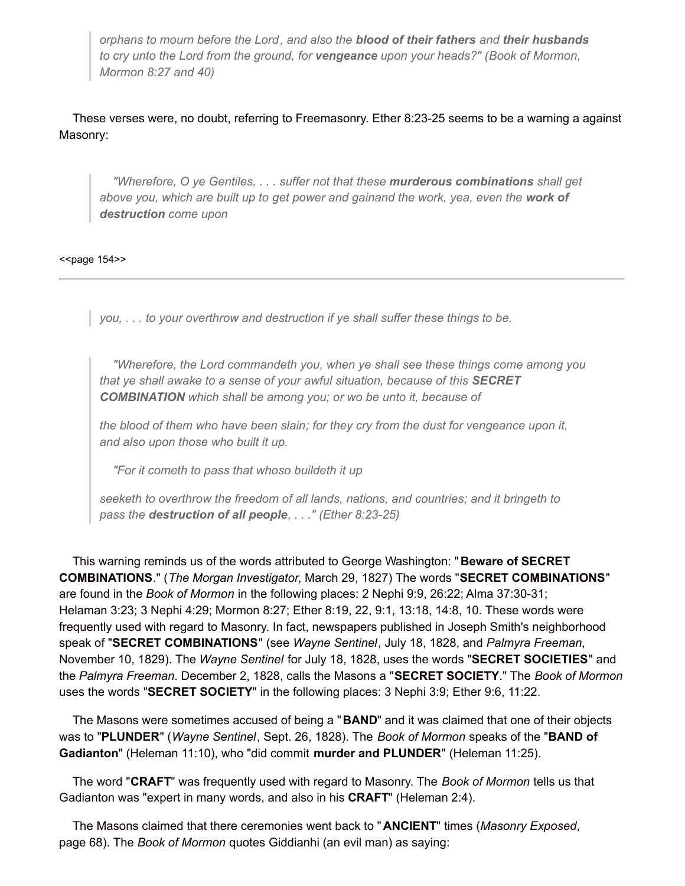> *orphans to mourn before the Lord, and also the **blood of their fathers** and **their husbands** to cry unto the Lord from the ground, for **vengeance** upon your heads?" (Book of Mormon, Mormon 8:27 and 40)*

These verses were, no doubt, referring to Freemasonry. Ether 8:23-25 seems to be a warning a against Masonry:

> *"Wherefore, O ye Gentiles, . . . suffer not that these **murderous combinations** shall get above you, which are built up to get power and gainand the work, yea, even the **work of destruction** come upon*

<<page 154>>

---

> *you, . . . to your overthrow and destruction if ye shall suffer these things to be.*

> *"Wherefore, the Lord commandeth you, when ye shall see these things come among you that ye shall awake to a sense of your awful situation, because of this **SECRET COMBINATION** which shall be among you; or wo be unto it, because of*
>
> *the blood of them who have been slain; for they cry from the dust for vengeance upon it, and also upon those who built it up.*
>
> *"For it cometh to pass that whoso buildeth it up*
>
> *seeketh to overthrow the freedom of all lands, nations, and countries; and it bringeth to pass the **destruction of all people**, . . ." (Ether 8:23-25)*

This warning reminds us of the words attributed to George Washington: "**Beware of SECRET COMBINATIONS**." (*The Morgan Investigator*, March 29, 1827) The words "**SECRET COMBINATIONS**" are found in the *Book of Mormon* in the following places: 2 Nephi 9:9, 26:22; Alma 37:30-31; Helaman 3:23; 3 Nephi 4:29; Mormon 8:27; Ether 8:19, 22, 9:1, 13:18, 14:8, 10. These words were frequently used with regard to Masonry. In fact, newspapers published in Joseph Smith's neighborhood speak of "**SECRET COMBINATIONS**" (see *Wayne Sentinel*, July 18, 1828, and *Palmyra Freeman*, November 10, 1829). The *Wayne Sentinel* for July 18, 1828, uses the words "**SECRET SOCIETIES**" and the *Palmyra Freeman*. December 2, 1828, calls the Masons a "**SECRET SOCIETY**." The *Book of Mormon* uses the words "**SECRET SOCIETY**" in the following places: 3 Nephi 3:9; Ether 9:6, 11:22.

The Masons were sometimes accused of being a "**BAND**" and it was claimed that one of their objects was to "**PLUNDER**" (*Wayne Sentinel*, Sept. 26, 1828). The *Book of Mormon* speaks of the "**BAND of Gadianton**" (Heleman 11:10), who "did commit **murder and PLUNDER**" (Heleman 11:25).

The word "**CRAFT**" was frequently used with regard to Masonry. The *Book of Mormon* tells us that Gadianton was "expert in many words, and also in his **CRAFT**" (Heleman 2:4).

The Masons claimed that there ceremonies went back to "**ANCIENT**" times (*Masonry Exposed*, page 68). The *Book of Mormon* quotes Giddianhi (an evil man) as saying: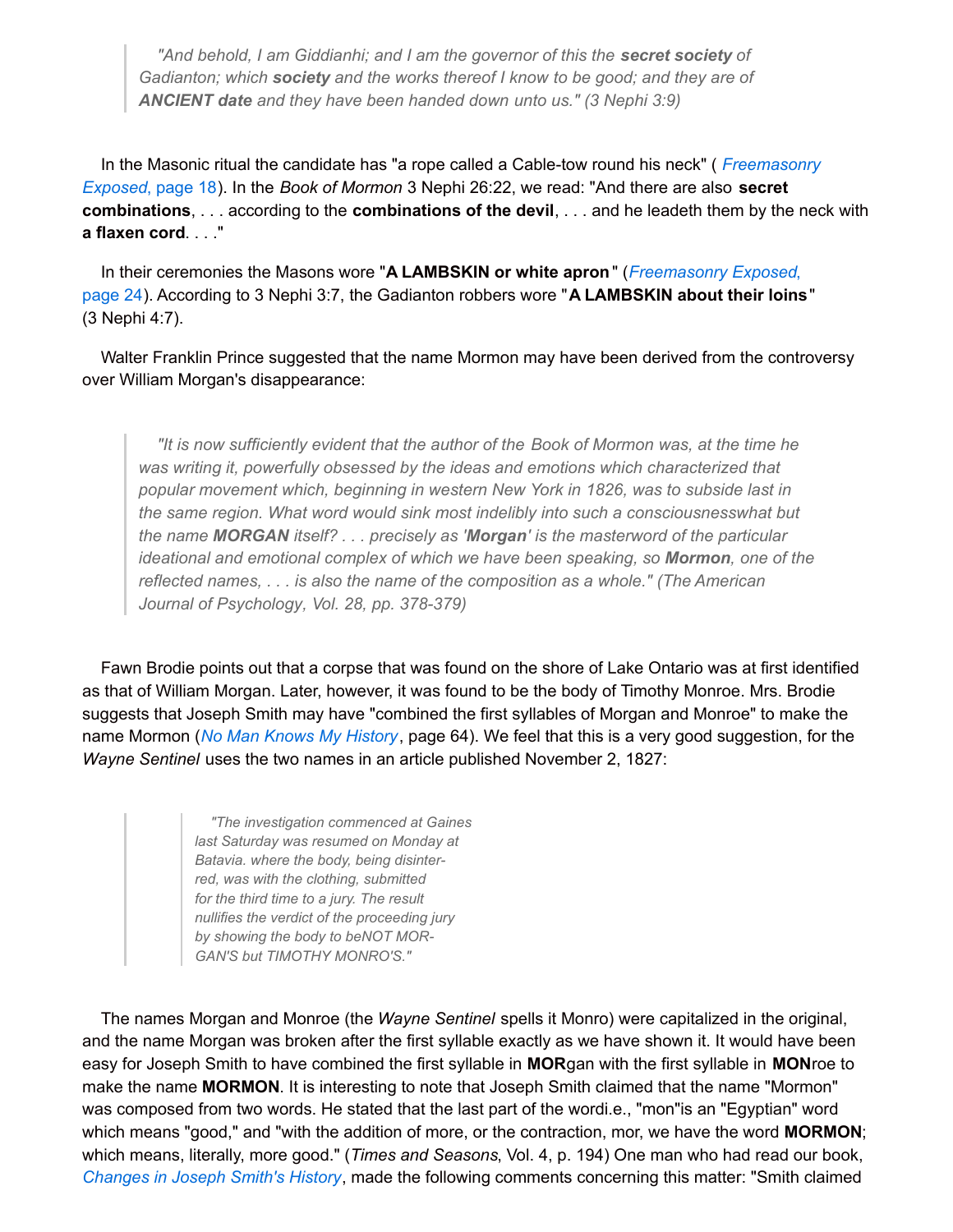> "And behold, I am Giddianhi; and I am the governor of this the **secret society** of Gadianton; which **society** and the works thereof I know to be good; and they are of ***ANCIENT* date** and they have been handed down unto us." (3 Nephi 3:9)

In the Masonic ritual the candidate has "a rope called a Cable-tow round his neck" ( *Freemasonry Exposed*, page 18). In the *Book of Mormon* 3 Nephi 26:22, we read: "And there are also **secret combinations**, . . . according to the **combinations of the devil**, . . . and he leadeth them by the neck with **a flaxen cord**. . . ."

In their ceremonies the Masons wore "**A LAMBSKIN or white apron**" (*Freemasonry Exposed*, page 24). According to 3 Nephi 3:7, the Gadianton robbers wore "**A LAMBSKIN about their loins**" (3 Nephi 4:7).

Walter Franklin Prince suggested that the name Mormon may have been derived from the controversy over William Morgan's disappearance:

> "It is now sufficiently evident that the author of the Book of Mormon was, at the time he was writing it, powerfully obsessed by the ideas and emotions which characterized that popular movement which, beginning in western New York in 1826, was to subside last in the same region. What word would sink most indelibly into such a consciousnesswhat but the name **MORGAN** itself? . . . precisely as '**Morgan**' is the masterword of the particular ideational and emotional complex of which we have been speaking, so **Mormon**, one of the reflected names, . . . is also the name of the composition as a whole." (The American Journal of Psychology, Vol. 28, pp. 378-379)

Fawn Brodie points out that a corpse that was found on the shore of Lake Ontario was at first identified as that of William Morgan. Later, however, it was found to be the body of Timothy Monroe. Mrs. Brodie suggests that Joseph Smith may have "combined the first syllables of Morgan and Monroe" to make the name Mormon (*No Man Knows My History*, page 64). We feel that this is a very good suggestion, for the *Wayne Sentinel* uses the two names in an article published November 2, 1827:

> "The investigation commenced at Gaines last Saturday was resumed on Monday at Batavia. where the body, being disinter-red, was with the clothing, submitted for the third time to a jury. The result nullifies the verdict of the proceeding jury by showing the body to beNOT MOR-GAN'S but TIMOTHY MONRO'S."

The names Morgan and Monroe (the *Wayne Sentinel* spells it Monro) were capitalized in the original, and the name Morgan was broken after the first syllable exactly as we have shown it. It would have been easy for Joseph Smith to have combined the first syllable in **MOR**gan with the first syllable in **MON**roe to make the name **MORMON**. It is interesting to note that Joseph Smith claimed that the name "Mormon" was composed from two words. He stated that the last part of the wordi.e., "mon"is an "Egyptian" word which means "good," and "with the addition of more, or the contraction, mor, we have the word **MORMON**; which means, literally, more good." (*Times and Seasons*, Vol. 4, p. 194) One man who had read our book, *Changes in Joseph Smith's History*, made the following comments concerning this matter: "Smith claimed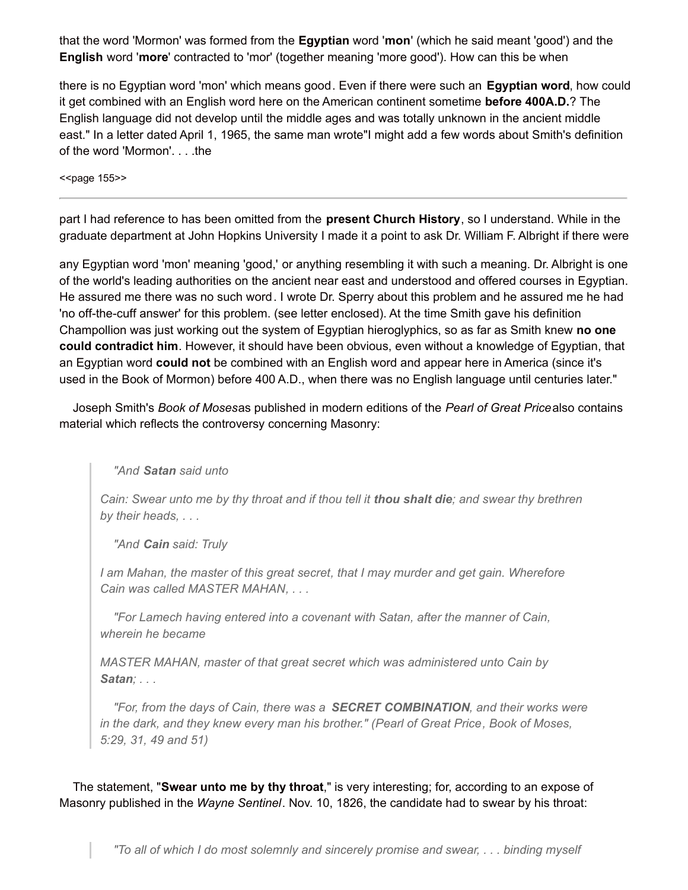that the word 'Mormon' was formed from the **Egyptian** word '**mon**' (which he said meant 'good') and the **English** word '**more**' contracted to 'mor' (together meaning 'more good'). How can this be when

there is no Egyptian word 'mon' which means good. Even if there were such an **Egyptian word**, how could it get combined with an English word here on the American continent sometime **before 400A.D.**? The English language did not develop until the middle ages and was totally unknown in the ancient middle east." In a letter dated April 1, 1965, the same man wrote"I might add a few words about Smith's definition of the word 'Mormon'. . . .the

<<page 155>>

---

part I had reference to has been omitted from the **present Church History**, so I understand. While in the graduate department at John Hopkins University I made it a point to ask Dr. William F. Albright if there were

any Egyptian word 'mon' meaning 'good,' or anything resembling it with such a meaning. Dr. Albright is one of the world's leading authorities on the ancient near east and understood and offered courses in Egyptian. He assured me there was no such word. I wrote Dr. Sperry about this problem and he assured me he had 'no off-the-cuff answer' for this problem. (see letter enclosed). At the time Smith gave his definition Champollion was just working out the system of Egyptian hieroglyphics, so as far as Smith knew **no one could contradict him**. However, it should have been obvious, even without a knowledge of Egyptian, that an Egyptian word **could not** be combined with an English word and appear here in America (since it's used in the Book of Mormon) before 400 A.D., when there was no English language until centuries later."

Joseph Smith's *Book of Moses*as published in modern editions of the *Pearl of Great Price*also contains material which reflects the controversy concerning Masonry:

> *"And **Satan** said unto*
>
> *Cain: Swear unto me by thy throat and if thou tell it **thou shalt die**; and swear thy brethren by their heads, . . .*
>
> *"And **Cain** said: Truly*
>
> *I am Mahan, the master of this great secret, that I may murder and get gain. Wherefore Cain was called MASTER MAHAN, . . .*
>
> *"For Lamech having entered into a covenant with Satan, after the manner of Cain, wherein he became*
>
> *MASTER MAHAN, master of that great secret which was administered unto Cain by **Satan**; . . .*
>
> *"For, from the days of Cain, there was a **SECRET COMBINATION**, and their works were in the dark, and they knew every man his brother." (Pearl of Great Price, Book of Moses, 5:29, 31, 49 and 51)*

The statement, "**Swear unto me by thy throat**," is very interesting; for, according to an expose of Masonry published in the *Wayne Sentinel*. Nov. 10, 1826, the candidate had to swear by his throat:

> *"To all of which I do most solemnly and sincerely promise and swear, . . . binding myself*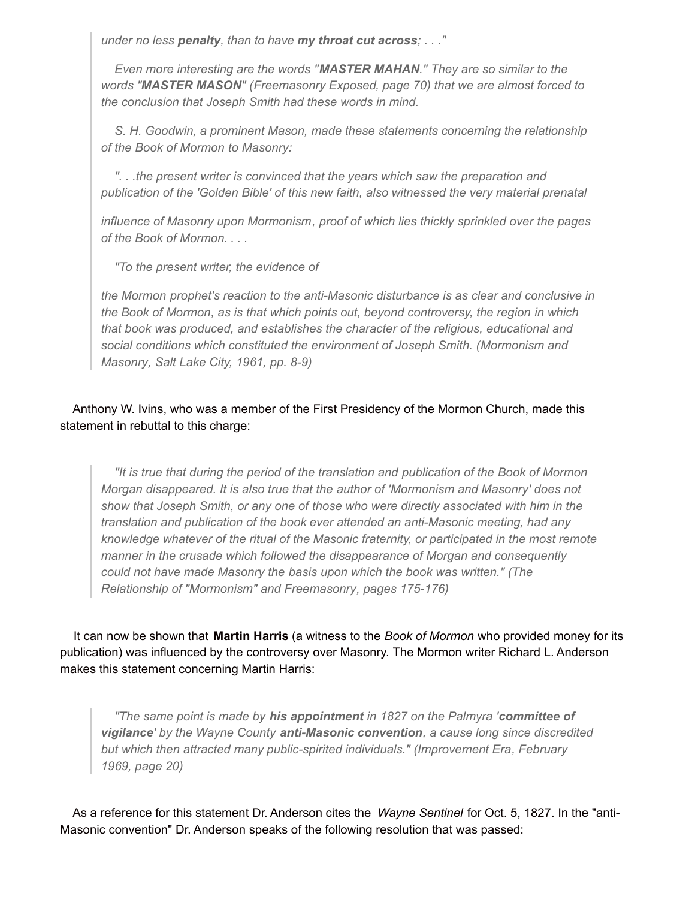> *under no less **penalty**, than to have **my throat cut across**; . . ."*
>
> *Even more interesting are the words "**MASTER MAHAN**." They are so similar to the words "**MASTER MASON**" (Freemasonry Exposed, page 70) that we are almost forced to the conclusion that Joseph Smith had these words in mind.*
>
> *S. H. Goodwin, a prominent Mason, made these statements concerning the relationship of the Book of Mormon to Masonry:*
>
> *". . .the present writer is convinced that the years which saw the preparation and publication of the 'Golden Bible' of this new faith, also witnessed the very material prenatal influence of Masonry upon Mormonism, proof of which lies thickly sprinkled over the pages of the Book of Mormon. . . .*
>
> *"To the present writer, the evidence of the Mormon prophet's reaction to the anti-Masonic disturbance is as clear and conclusive in the Book of Mormon, as is that which points out, beyond controversy, the region in which that book was produced, and establishes the character of the religious, educational and social conditions which constituted the environment of Joseph Smith. (Mormonism and Masonry, Salt Lake City, 1961, pp. 8-9)*

Anthony W. Ivins, who was a member of the First Presidency of the Mormon Church, made this statement in rebuttal to this charge:

> *"It is true that during the period of the translation and publication of the Book of Mormon Morgan disappeared. It is also true that the author of 'Mormonism and Masonry' does not show that Joseph Smith, or any one of those who were directly associated with him in the translation and publication of the book ever attended an anti-Masonic meeting, had any knowledge whatever of the ritual of the Masonic fraternity, or participated in the most remote manner in the crusade which followed the disappearance of Morgan and consequently could not have made Masonry the basis upon which the book was written." (The Relationship of "Mormonism" and Freemasonry, pages 175-176)*

It can now be shown that **Martin Harris** (a witness to the *Book of Mormon* who provided money for its publication) was influenced by the controversy over Masonry. The Mormon writer Richard L. Anderson makes this statement concerning Martin Harris:

> *"The same point is made by **his appointment** in 1827 on the Palmyra '**committee of vigilance**' by the Wayne County **anti-Masonic convention**, a cause long since discredited but which then attracted many public-spirited individuals." (Improvement Era, February 1969, page 20)*

As a reference for this statement Dr. Anderson cites the *Wayne Sentinel* for Oct. 5, 1827. In the "anti-Masonic convention" Dr. Anderson speaks of the following resolution that was passed: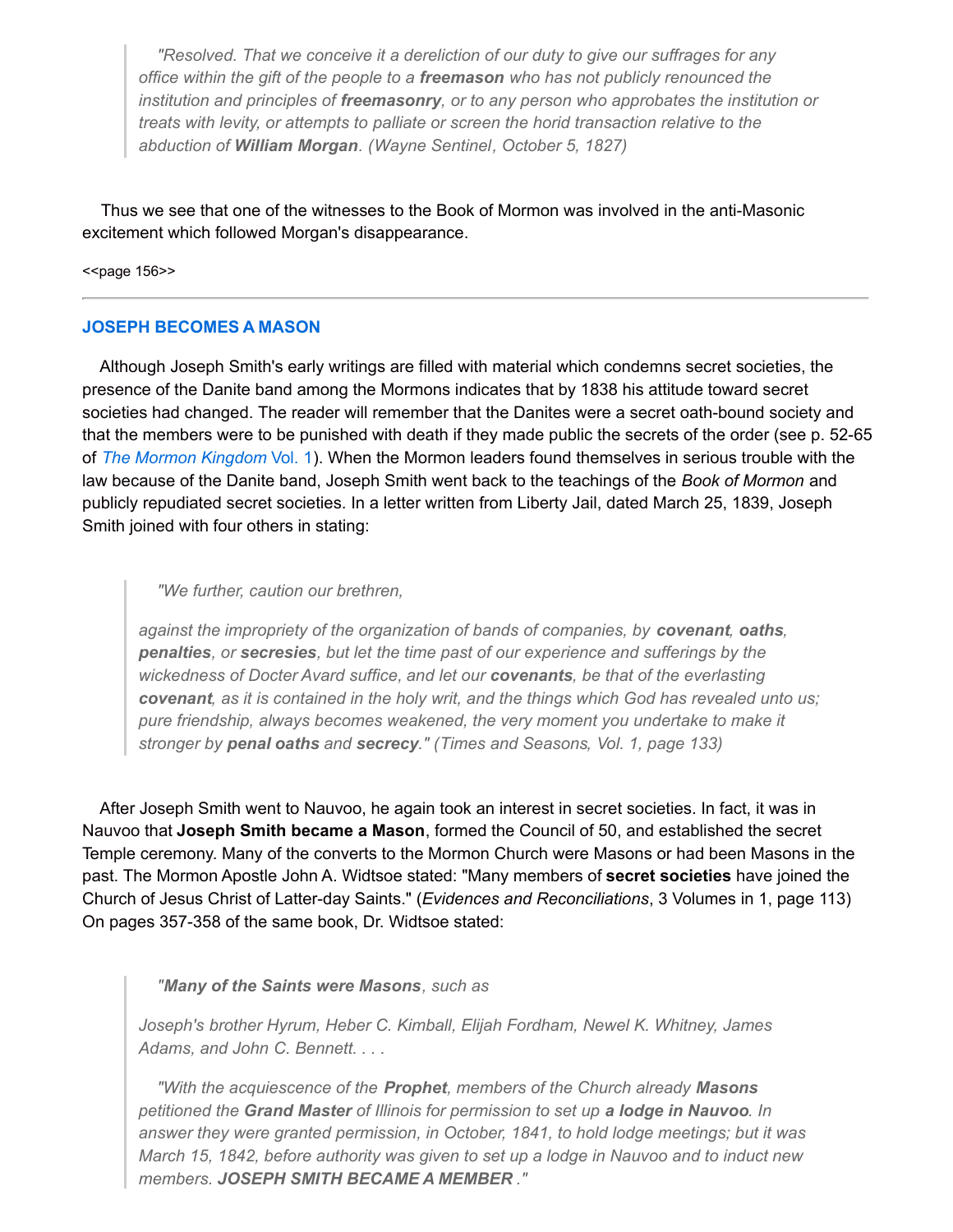> *"Resolved. That we conceive it a dereliction of our duty to give our suffrages for any office within the gift of the people to a **freemason** who has not publicly renounced the institution and principles of **freemasonry**, or to any person who approbates the institution or treats with levity, or attempts to palliate or screen the horid transaction relative to the abduction of **William Morgan**. (Wayne Sentinel, October 5, 1827)*

Thus we see that one of the witnesses to the Book of Mormon was involved in the anti-Masonic excitement which followed Morgan's disappearance.

<<page 156>>

---

### JOSEPH BECOMES A MASON

Although Joseph Smith's early writings are filled with material which condemns secret societies, the presence of the Danite band among the Mormons indicates that by 1838 his attitude toward secret societies had changed. The reader will remember that the Danites were a secret oath-bound society and that the members were to be punished with death if they made public the secrets of the order (see p. 52-65 of *The Mormon Kingdom* Vol. 1). When the Mormon leaders found themselves in serious trouble with the law because of the Danite band, Joseph Smith went back to the teachings of the *Book of Mormon* and publicly repudiated secret societies. In a letter written from Liberty Jail, dated March 25, 1839, Joseph Smith joined with four others in stating:

> *"We further, caution our brethren,*
>
> *against the impropriety of the organization of bands of companies, by **covenant**, **oaths**, **penalties**, or **secresies**, but let the time past of our experience and sufferings by the wickedness of Docter Avard suffice, and let our **covenants**, be that of the everlasting **covenant**, as it is contained in the holy writ, and the things which God has revealed unto us; pure friendship, always becomes weakened, the very moment you undertake to make it stronger by **penal oaths** and **secrecy**." (Times and Seasons, Vol. 1, page 133)*

After Joseph Smith went to Nauvoo, he again took an interest in secret societies. In fact, it was in Nauvoo that **Joseph Smith became a Mason**, formed the Council of 50, and established the secret Temple ceremony. Many of the converts to the Mormon Church were Masons or had been Masons in the past. The Mormon Apostle John A. Widtsoe stated: "Many members of **secret societies** have joined the Church of Jesus Christ of Latter-day Saints." (*Evidences and Reconciliations*, 3 Volumes in 1, page 113) On pages 357-358 of the same book, Dr. Widtsoe stated:

> *"**Many of the Saints were Masons**, such as*
>
> *Joseph's brother Hyrum, Heber C. Kimball, Elijah Fordham, Newel K. Whitney, James Adams, and John C. Bennett. . . .*
>
> *"With the acquiescence of the **Prophet**, members of the Church already **Masons** petitioned the **Grand Master** of Illinois for permission to set up **a lodge in Nauvoo**. In answer they were granted permission, in October, 1841, to hold lodge meetings; but it was March 15, 1842, before authority was given to set up a lodge in Nauvoo and to induct new members. **JOSEPH SMITH BECAME A MEMBER** ."*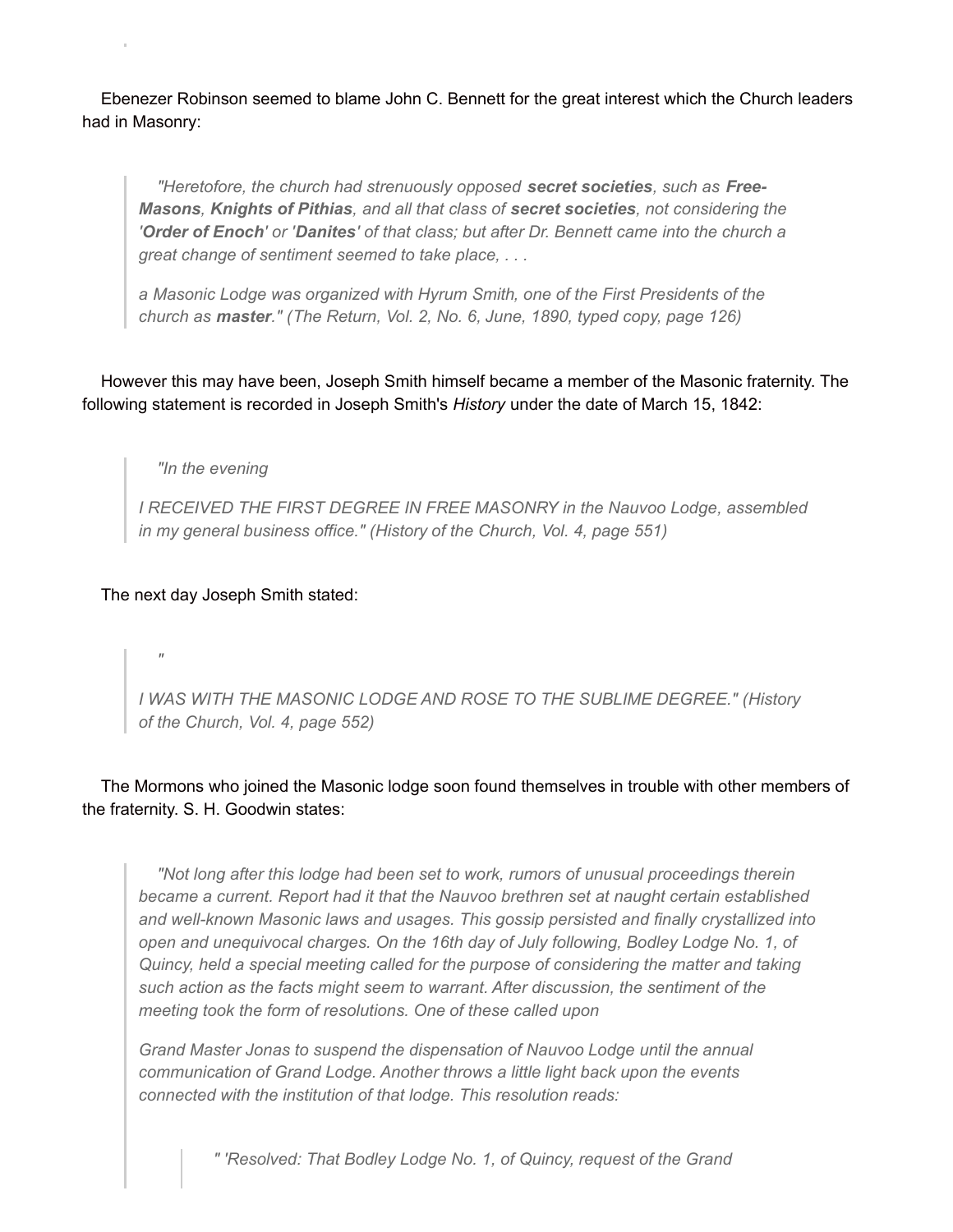Ebenezer Robinson seemed to blame John C. Bennett for the great interest which the Church leaders had in Masonry:

> *"Heretofore, the church had strenuously opposed **secret societies**, such as **Free-Masons**, **Knights of Pithias**, and all that class of **secret societies**, not considering the '**Order of Enoch**' or '**Danites**' of that class; but after Dr. Bennett came into the church a great change of sentiment seemed to take place, . . .*
>
> *a Masonic Lodge was organized with Hyrum Smith, one of the First Presidents of the church as **master**." (The Return, Vol. 2, No. 6, June, 1890, typed copy, page 126)*

However this may have been, Joseph Smith himself became a member of the Masonic fraternity. The following statement is recorded in Joseph Smith's *History* under the date of March 15, 1842:

> *"In the evening*
>
> *I RECEIVED THE FIRST DEGREE IN FREE MASONRY in the Nauvoo Lodge, assembled in my general business office." (History of the Church, Vol. 4, page 551)*

The next day Joseph Smith stated:

> *"*
>
> *I WAS WITH THE MASONIC LODGE AND ROSE TO THE SUBLIME DEGREE." (History of the Church, Vol. 4, page 552)*

The Mormons who joined the Masonic lodge soon found themselves in trouble with other members of the fraternity. S. H. Goodwin states:

> *"Not long after this lodge had been set to work, rumors of unusual proceedings therein became a current. Report had it that the Nauvoo brethren set at naught certain established and well-known Masonic laws and usages. This gossip persisted and finally crystallized into open and unequivocal charges. On the 16th day of July following, Bodley Lodge No. 1, of Quincy, held a special meeting called for the purpose of considering the matter and taking such action as the facts might seem to warrant. After discussion, the sentiment of the meeting took the form of resolutions. One of these called upon*
>
> *Grand Master Jonas to suspend the dispensation of Nauvoo Lodge until the annual communication of Grand Lodge. Another throws a little light back upon the events connected with the institution of that lodge. This resolution reads:*
>
> > *" 'Resolved: That Bodley Lodge No. 1, of Quincy, request of the Grand*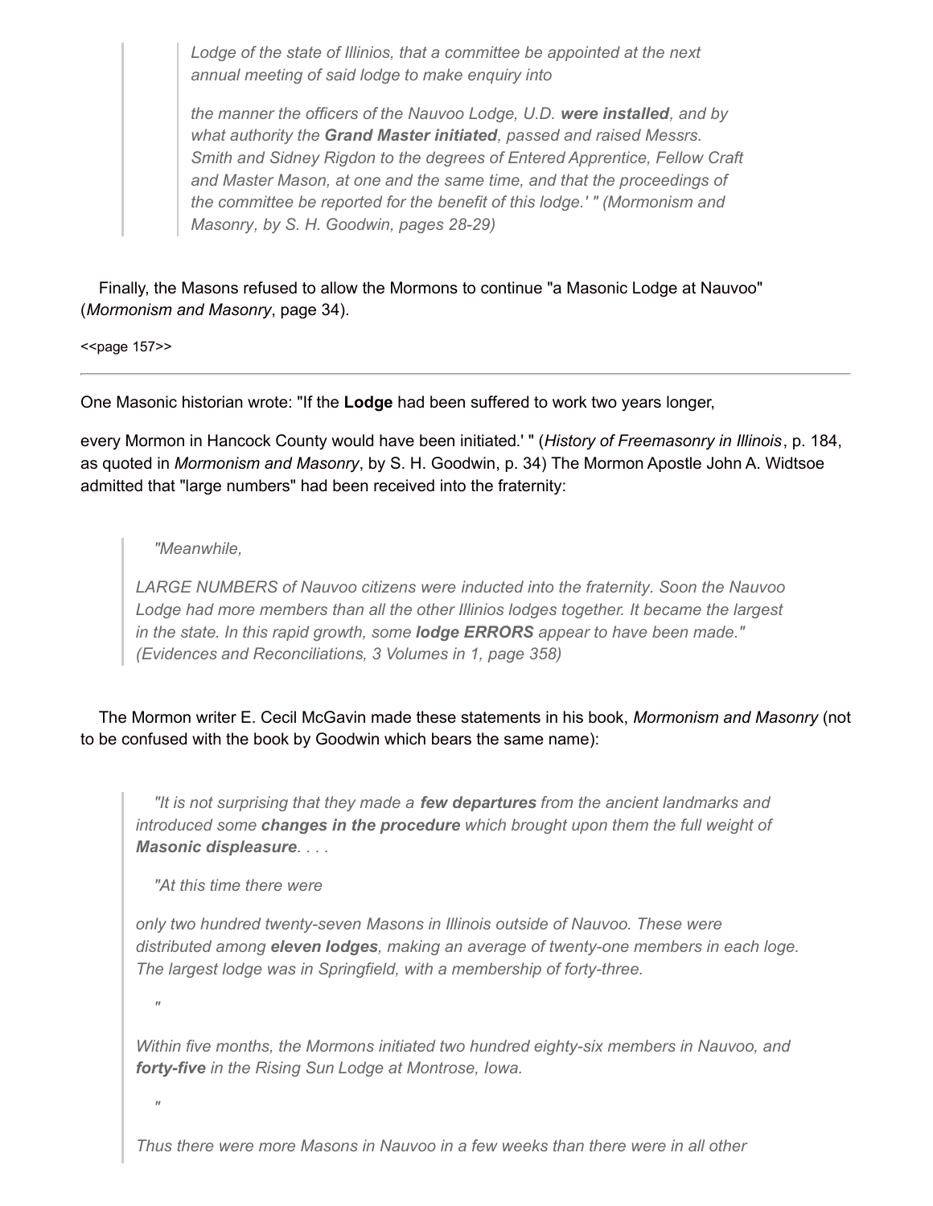> *Lodge of the state of Illinios, that a committee be appointed at the next annual meeting of said lodge to make enquiry into*
>
> *the manner the officers of the Nauvoo Lodge, U.D. **were installed**, and by what authority the **Grand Master initiated**, passed and raised Messrs. Smith and Sidney Rigdon to the degrees of Entered Apprentice, Fellow Craft and Master Mason, at one and the same time, and that the proceedings of the committee be reported for the benefit of this lodge.' " (Mormonism and Masonry, by S. H. Goodwin, pages 28-29)*

Finally, the Masons refused to allow the Mormons to continue "a Masonic Lodge at Nauvoo" (*Mormonism and Masonry*, page 34).

<<page 157>>

---

One Masonic historian wrote: "If the **Lodge** had been suffered to work two years longer,

every Mormon in Hancock County would have been initiated.' " (*History of Freemasonry in Illinois*, p. 184, as quoted in *Mormonism and Masonry*, by S. H. Goodwin, p. 34) The Mormon Apostle John A. Widtsoe admitted that "large numbers" had been received into the fraternity:

> *"Meanwhile,*
>
> *LARGE NUMBERS of Nauvoo citizens were inducted into the fraternity. Soon the Nauvoo Lodge had more members than all the other Illinios lodges together. It became the largest in the state. In this rapid growth, some **lodge ERRORS** appear to have been made." (Evidences and Reconciliations, 3 Volumes in 1, page 358)*

The Mormon writer E. Cecil McGavin made these statements in his book, *Mormonism and Masonry* (not to be confused with the book by Goodwin which bears the same name):

> *"It is not surprising that they made a **few departures** from the ancient landmarks and introduced some **changes in the procedure** which brought upon them the full weight of **Masonic displeasure**. . . .*
>
> *"At this time there were*
>
> *only two hundred twenty-seven Masons in Illinois outside of Nauvoo. These were distributed among **eleven lodges**, making an average of twenty-one members in each loge. The largest lodge was in Springfield, with a membership of forty-three.*
>
> *"*
>
> *Within five months, the Mormons initiated two hundred eighty-six members in Nauvoo, and **forty-five** in the Rising Sun Lodge at Montrose, Iowa.*
>
> *"*
>
> *Thus there were more Masons in Nauvoo in a few weeks than there were in all other*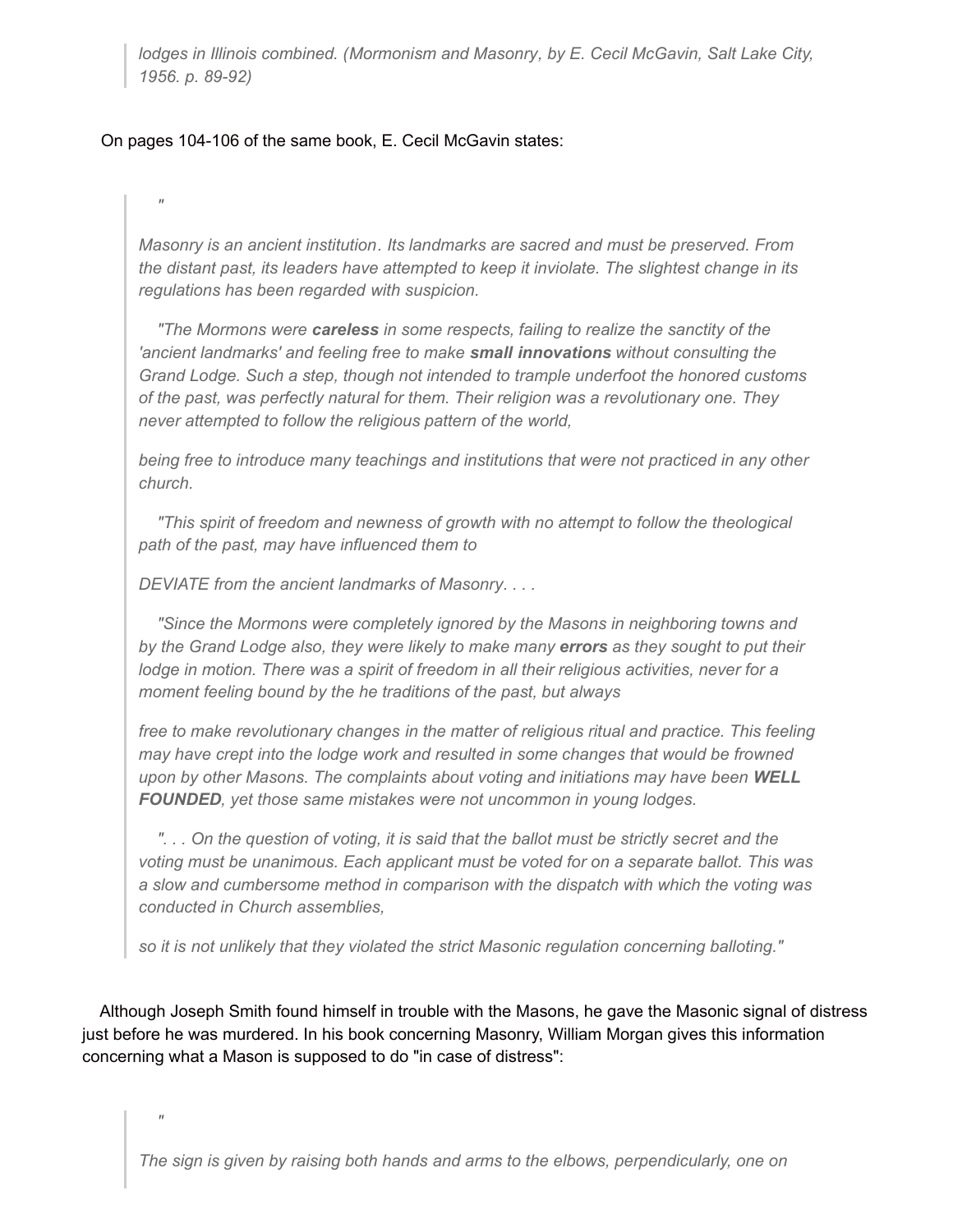> *lodges in Illinois combined. (Mormonism and Masonry, by E. Cecil McGavin, Salt Lake City, 1956. p. 89-92)*

On pages 104-106 of the same book, E. Cecil McGavin states:

> *"*
>
> *Masonry is an ancient institution. Its landmarks are sacred and must be preserved. From the distant past, its leaders have attempted to keep it inviolate. The slightest change in its regulations has been regarded with suspicion.*
>
> *"The Mormons were **careless** in some respects, failing to realize the sanctity of the 'ancient landmarks' and feeling free to make **small innovations** without consulting the Grand Lodge. Such a step, though not intended to trample underfoot the honored customs of the past, was perfectly natural for them. Their religion was a revolutionary one. They never attempted to follow the religious pattern of the world,*
>
> *being free to introduce many teachings and institutions that were not practiced in any other church.*
>
> *"This spirit of freedom and newness of growth with no attempt to follow the theological path of the past, may have influenced them to*
>
> *DEVIATE from the ancient landmarks of Masonry. . . .*
>
> *"Since the Mormons were completely ignored by the Masons in neighboring towns and by the Grand Lodge also, they were likely to make many **errors** as they sought to put their lodge in motion. There was a spirit of freedom in all their religious activities, never for a moment feeling bound by the he traditions of the past, but always*
>
> *free to make revolutionary changes in the matter of religious ritual and practice. This feeling may have crept into the lodge work and resulted in some changes that would be frowned upon by other Masons. The complaints about voting and initiations may have been **WELL FOUNDED**, yet those same mistakes were not uncommon in young lodges.*
>
> *". . . On the question of voting, it is said that the ballot must be strictly secret and the voting must be unanimous. Each applicant must be voted for on a separate ballot. This was a slow and cumbersome method in comparison with the dispatch with which the voting was conducted in Church assemblies,*
>
> *so it is not unlikely that they violated the strict Masonic regulation concerning balloting."*

Although Joseph Smith found himself in trouble with the Masons, he gave the Masonic signal of distress just before he was murdered. In his book concerning Masonry, William Morgan gives this information concerning what a Mason is supposed to do "in case of distress":

> *"*
>
> *The sign is given by raising both hands and arms to the elbows, perpendicularly, one on*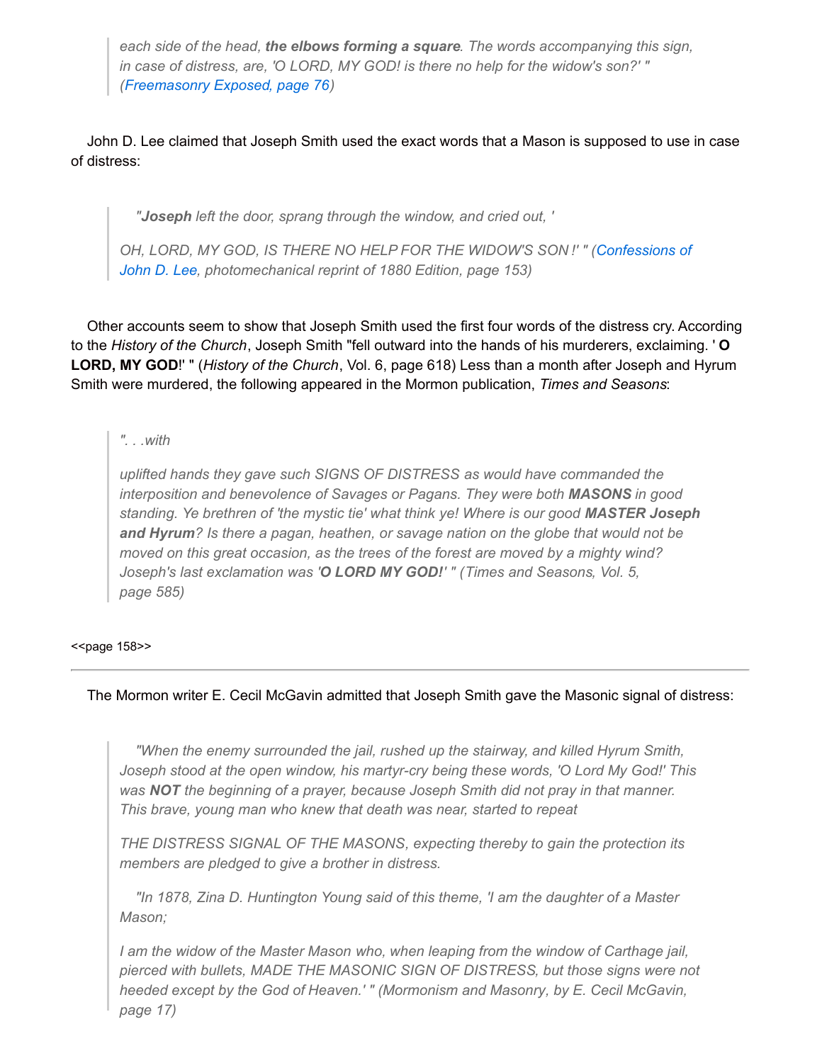> *each side of the head, **the elbows forming a square**. The words accompanying this sign, in case of distress, are, 'O LORD, MY GOD! is there no help for the widow's son?' " (Freemasonry Exposed, page 76)*

John D. Lee claimed that Joseph Smith used the exact words that a Mason is supposed to use in case of distress:

> *"**Joseph** left the door, sprang through the window, and cried out, '*
>
> *OH, LORD, MY GOD, IS THERE NO HELP FOR THE WIDOW'S SON!' " (Confessions of John D. Lee, photomechanical reprint of 1880 Edition, page 153)*

Other accounts seem to show that Joseph Smith used the first four words of the distress cry. According to the *History of the Church*, Joseph Smith "fell outward into the hands of his murderers, exclaiming. ' **O LORD, MY GOD**!' " (*History of the Church*, Vol. 6, page 618) Less than a month after Joseph and Hyrum Smith were murdered, the following appeared in the Mormon publication, *Times and Seasons*:

> *". . .with*
>
> *uplifted hands they gave such SIGNS OF DISTRESS as would have commanded the interposition and benevolence of Savages or Pagans. They were both **MASONS** in good standing. Ye brethren of 'the mystic tie' what think ye! Where is our good **MASTER Joseph and Hyrum**? Is there a pagan, heathen, or savage nation on the globe that would not be moved on this great occasion, as the trees of the forest are moved by a mighty wind? Joseph's last exclamation was '**O LORD MY GOD!**' " (Times and Seasons, Vol. 5, page 585)*

<<page 158>>

---

The Mormon writer E. Cecil McGavin admitted that Joseph Smith gave the Masonic signal of distress:

> *"When the enemy surrounded the jail, rushed up the stairway, and killed Hyrum Smith, Joseph stood at the open window, his martyr-cry being these words, 'O Lord My God!' This was **NOT** the beginning of a prayer, because Joseph Smith did not pray in that manner. This brave, young man who knew that death was near, started to repeat*
>
> *THE DISTRESS SIGNAL OF THE MASONS, expecting thereby to gain the protection its members are pledged to give a brother in distress.*
>
> *"In 1878, Zina D. Huntington Young said of this theme, 'I am the daughter of a Master Mason;*
>
> *I am the widow of the Master Mason who, when leaping from the window of Carthage jail, pierced with bullets, MADE THE MASONIC SIGN OF DISTRESS, but those signs were not heeded except by the God of Heaven.' " (Mormonism and Masonry, by E. Cecil McGavin, page 17)*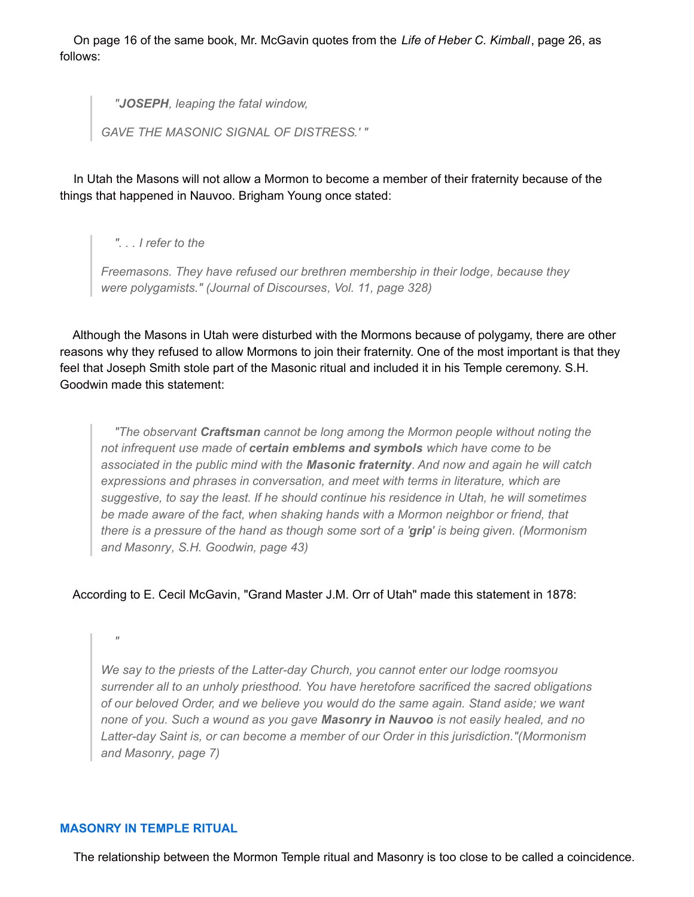On page 16 of the same book, Mr. McGavin quotes from the *Life of Heber C. Kimball*, page 26, as follows:

> *"**JOSEPH**, leaping the fatal window,*
>
> *GAVE THE MASONIC SIGNAL OF DISTRESS.' "*

In Utah the Masons will not allow a Mormon to become a member of their fraternity because of the things that happened in Nauvoo. Brigham Young once stated:

> *". . . I refer to the*
>
> *Freemasons. They have refused our brethren membership in their lodge, because they were polygamists." (Journal of Discourses, Vol. 11, page 328)*

Although the Masons in Utah were disturbed with the Mormons because of polygamy, there are other reasons why they refused to allow Mormons to join their fraternity. One of the most important is that they feel that Joseph Smith stole part of the Masonic ritual and included it in his Temple ceremony. S.H. Goodwin made this statement:

> *"The observant **Craftsman** cannot be long among the Mormon people without noting the not infrequent use made of **certain emblems and symbols** which have come to be associated in the public mind with the **Masonic fraternity**. And now and again he will catch expressions and phrases in conversation, and meet with terms in literature, which are suggestive, to say the least. If he should continue his residence in Utah, he will sometimes be made aware of the fact, when shaking hands with a Mormon neighbor or friend, that there is a pressure of the hand as though some sort of a '**grip**' is being given. (Mormonism and Masonry, S.H. Goodwin, page 43)*

According to E. Cecil McGavin, "Grand Master J.M. Orr of Utah" made this statement in 1878:

> *"*
>
> *We say to the priests of the Latter-day Church, you cannot enter our lodge roomsyou surrender all to an unholy priesthood. You have heretofore sacrificed the sacred obligations of our beloved Order, and we believe you would do the same again. Stand aside; we want none of you. Such a wound as you gave **Masonry in Nauvoo** is not easily healed, and no Latter-day Saint is, or can become a member of our Order in this jurisdiction."(Mormonism and Masonry, page 7)*

### MASONRY IN TEMPLE RITUAL

The relationship between the Mormon Temple ritual and Masonry is too close to be called a coincidence.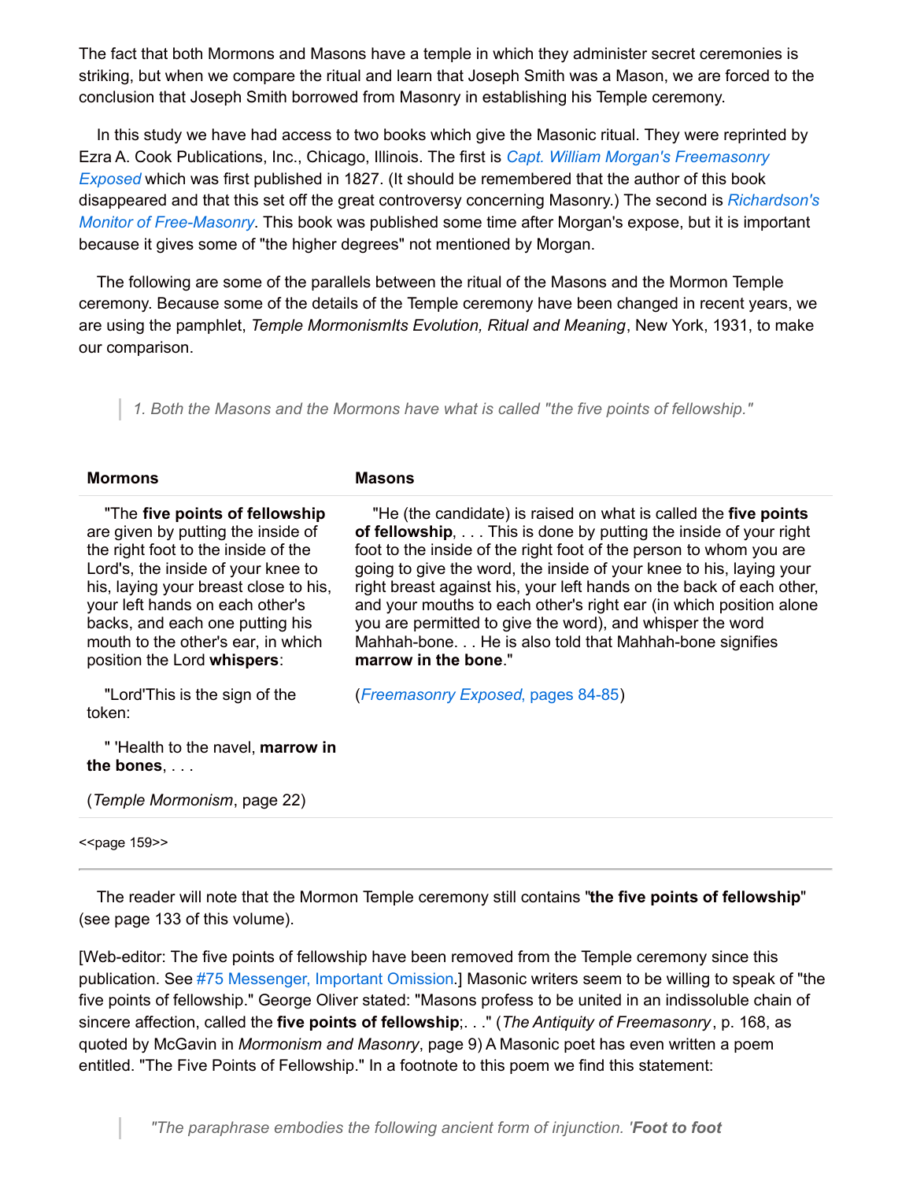The fact that both Mormons and Masons have a temple in which they administer secret ceremonies is striking, but when we compare the ritual and learn that Joseph Smith was a Mason, we are forced to the conclusion that Joseph Smith borrowed from Masonry in establishing his Temple ceremony.

In this study we have had access to two books which give the Masonic ritual. They were reprinted by Ezra A. Cook Publications, Inc., Chicago, Illinois. The first is *Capt. William Morgan's Freemasonry Exposed* which was first published in 1827. (It should be remembered that the author of this book disappeared and that this set off the great controversy concerning Masonry.) The second is *Richardson's Monitor of Free-Masonry*. This book was published some time after Morgan's expose, but it is important because it gives some of "the higher degrees" not mentioned by Morgan.

The following are some of the parallels between the ritual of the Masons and the Mormon Temple ceremony. Because some of the details of the Temple ceremony have been changed in recent years, we are using the pamphlet, *Temple MormonismIts Evolution, Ritual and Meaning*, New York, 1931, to make our comparison.

> *1. Both the Masons and the Mormons have what is called "the five points of fellowship."*

| Mormons | Masons |
|---|---|
| "The **five points of fellowship** are given by putting the inside of the right foot to the inside of the Lord's, the inside of your knee to his, laying your breast close to his, your left hands on each other's backs, and each one putting his mouth to the other's ear, in which position the Lord **whispers**:<br><br>"Lord'This is the sign of the token:<br><br>" 'Health to the navel, **marrow in the bones**, . . .<br><br>(*Temple Mormonism*, page 22) | "He (the candidate) is raised on what is called the **five points of fellowship**, . . . This is done by putting the inside of your right foot to the inside of the right foot of the person to whom you are going to give the word, the inside of your knee to his, laying your right breast against his, your left hands on the back of each other, and your mouths to each other's right ear (in which position alone you are permitted to give the word), and whisper the word Mahhah-bone. . . He is also told that Mahhah-bone signifies **marrow in the bone**."<br><br>(*Freemasonry Exposed*, pages 84-85) |

<<page 159>>

---

The reader will note that the Mormon Temple ceremony still contains "**the five points of fellowship**" (see page 133 of this volume).

[Web-editor: The five points of fellowship have been removed from the Temple ceremony since this publication. See #75 Messenger, Important Omission.] Masonic writers seem to be willing to speak of "the five points of fellowship." George Oliver stated: "Masons profess to be united in an indissoluble chain of sincere affection, called the **five points of fellowship**;. . ." (*The Antiquity of Freemasonry*, p. 168, as quoted by McGavin in *Mormonism and Masonry*, page 9) A Masonic poet has even written a poem entitled. "The Five Points of Fellowship." In a footnote to this poem we find this statement:

> *"The paraphrase embodies the following ancient form of injunction. '**Foot to foot***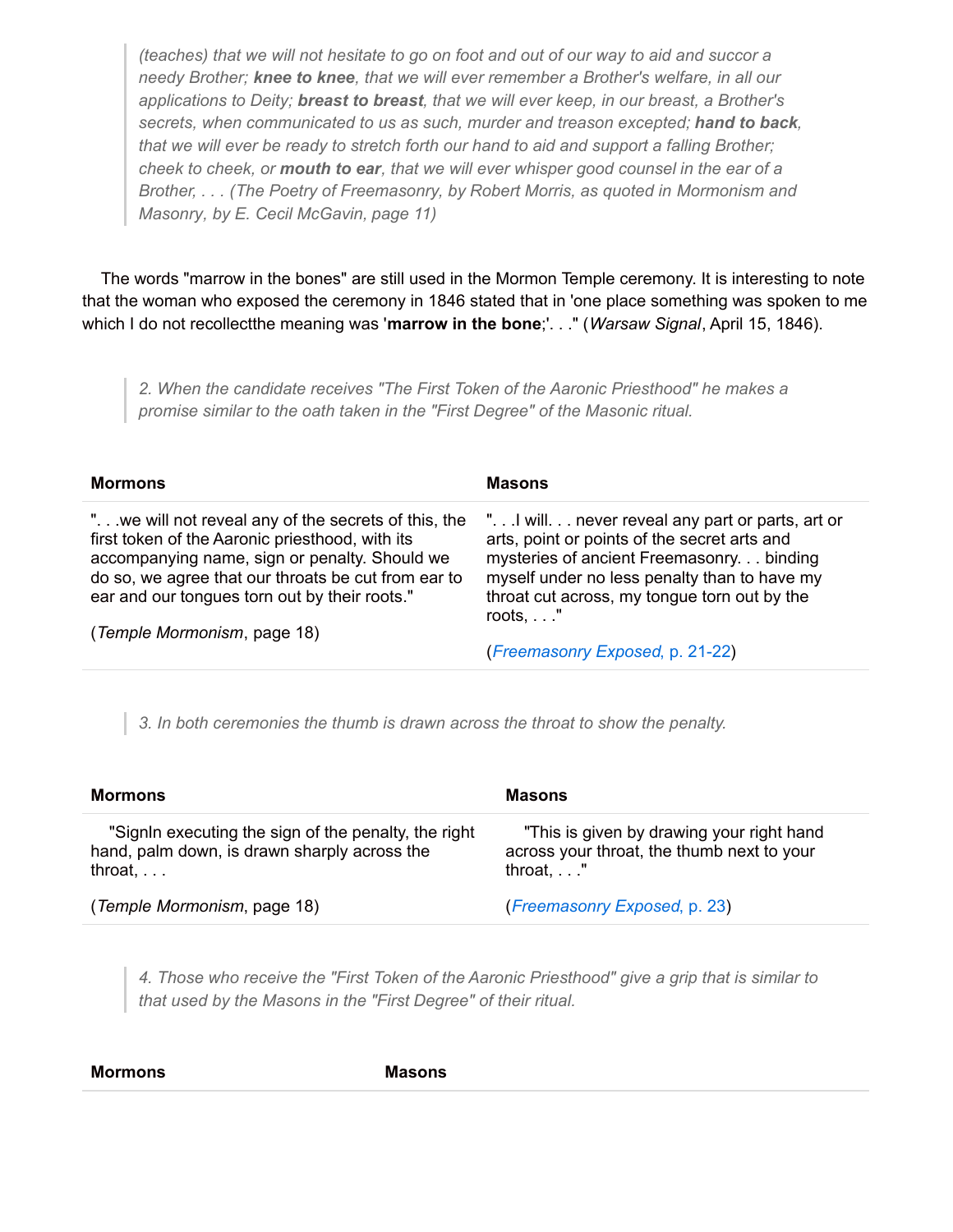> *(teaches) that we will not hesitate to go on foot and out of our way to aid and succor a needy Brother; **knee to knee**, that we will ever remember a Brother's welfare, in all our applications to Deity; **breast to breast**, that we will ever keep, in our breast, a Brother's secrets, when communicated to us as such, murder and treason excepted; **hand to back**, that we will ever be ready to stretch forth our hand to aid and support a falling Brother; cheek to cheek, or **mouth to ear**, that we will ever whisper good counsel in the ear of a Brother, . . . (The Poetry of Freemasonry, by Robert Morris, as quoted in Mormonism and Masonry, by E. Cecil McGavin, page 11)*

The words "marrow in the bones" are still used in the Mormon Temple ceremony. It is interesting to note that the woman who exposed the ceremony in 1846 stated that in 'one place something was spoken to me which I do not recollectthe meaning was '**marrow in the bone**;'. . ." (*Warsaw Signal*, April 15, 1846).

> *2. When the candidate receives "The First Token of the Aaronic Priesthood" he makes a promise similar to the oath taken in the "First Degree" of the Masonic ritual.*

| Mormons | Masons |
|---|---|
| ". . .we will not reveal any of the secrets of this, the first token of the Aaronic priesthood, with its accompanying name, sign or penalty. Should we do so, we agree that our throats be cut from ear to ear and our tongues torn out by their roots." (*Temple Mormonism*, page 18) | ". . .I will. . . never reveal any part or parts, art or arts, point or points of the secret arts and mysteries of ancient Freemasonry. . . binding myself under no less penalty than to have my throat cut across, my tongue torn out by the roots, . . ." (*Freemasonry Exposed*, p. 21-22) |

> *3. In both ceremonies the thumb is drawn across the throat to show the penalty.*

| Mormons | Masons |
|---|---|
| "SignIn executing the sign of the penalty, the right hand, palm down, is drawn sharply across the throat, . . . (*Temple Mormonism*, page 18) | "This is given by drawing your right hand across your throat, the thumb next to your throat, . . ." (*Freemasonry Exposed*, p. 23) |

> *4. Those who receive the "First Token of the Aaronic Priesthood" give a grip that is similar to that used by the Masons in the "First Degree" of their ritual.*

| Mormons | Masons |
|---|---|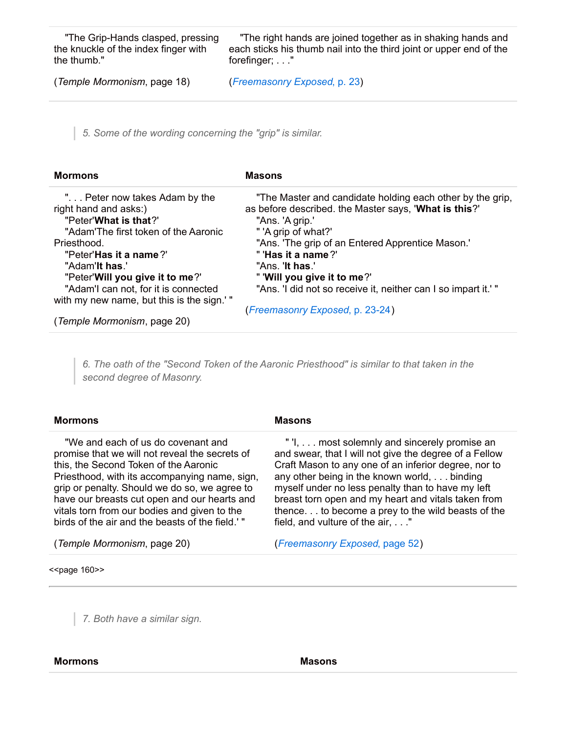| | |
|---|---|
| "The Grip-Hands clasped, pressing the knuckle of the index finger with the thumb." (*Temple Mormonism*, page 18) | "The right hands are joined together as in shaking hands and each sticks his thumb nail into the third joint or upper end of the forefinger; . . ." (*Freemasonry Exposed*, p. 23) |

> *5. Some of the wording concerning the "grip" is similar.*

| Mormons | Masons |
|---|---|
| ". . . Peter now takes Adam by the right hand and asks:) "Peter'**What is that**?' "Adam'The first token of the Aaronic Priesthood. "Peter'**Has it a name**?' "Adam'**It has**.' "Peter'**Will you give it to me**?' "Adam'I can not, for it is connected with my new name, but this is the sign.' " (*Temple Mormonism*, page 20) | "The Master and candidate holding each other by the grip, as before described. the Master says, '**What is this**?' "Ans. 'A grip.' " 'A grip of what?' "Ans. 'The grip of an Entered Apprentice Mason.' " '**Has it a name**?' "Ans. '**It has**.' " '**Will you give it to me**?' "Ans. 'I did not so receive it, neither can I so impart it.' " (*Freemasonry Exposed*, p. 23-24) |

> *6. The oath of the "Second Token of the Aaronic Priesthood" is similar to that taken in the second degree of Masonry.*

| Mormons | Masons |
|---|---|
| "We and each of us do covenant and promise that we will not reveal the secrets of this, the Second Token of the Aaronic Priesthood, with its accompanying name, sign, grip or penalty. Should we do so, we agree to have our breasts cut open and our hearts and vitals torn from our bodies and given to the birds of the air and the beasts of the field.' " (*Temple Mormonism*, page 20) | " 'I, . . . most solemnly and sincerely promise an and swear, that I will not give the degree of a Fellow Craft Mason to any one of an inferior degree, nor to any other being in the known world, . . . binding myself under no less penalty than to have my left breast torn open and my heart and vitals taken from thence. . . to become a prey to the wild beasts of the field, and vulture of the air, . . ." (*Freemasonry Exposed*, page 52) |

<<page 160>>

> *7. Both have a similar sign.*

| Mormons | Masons |
|---|---|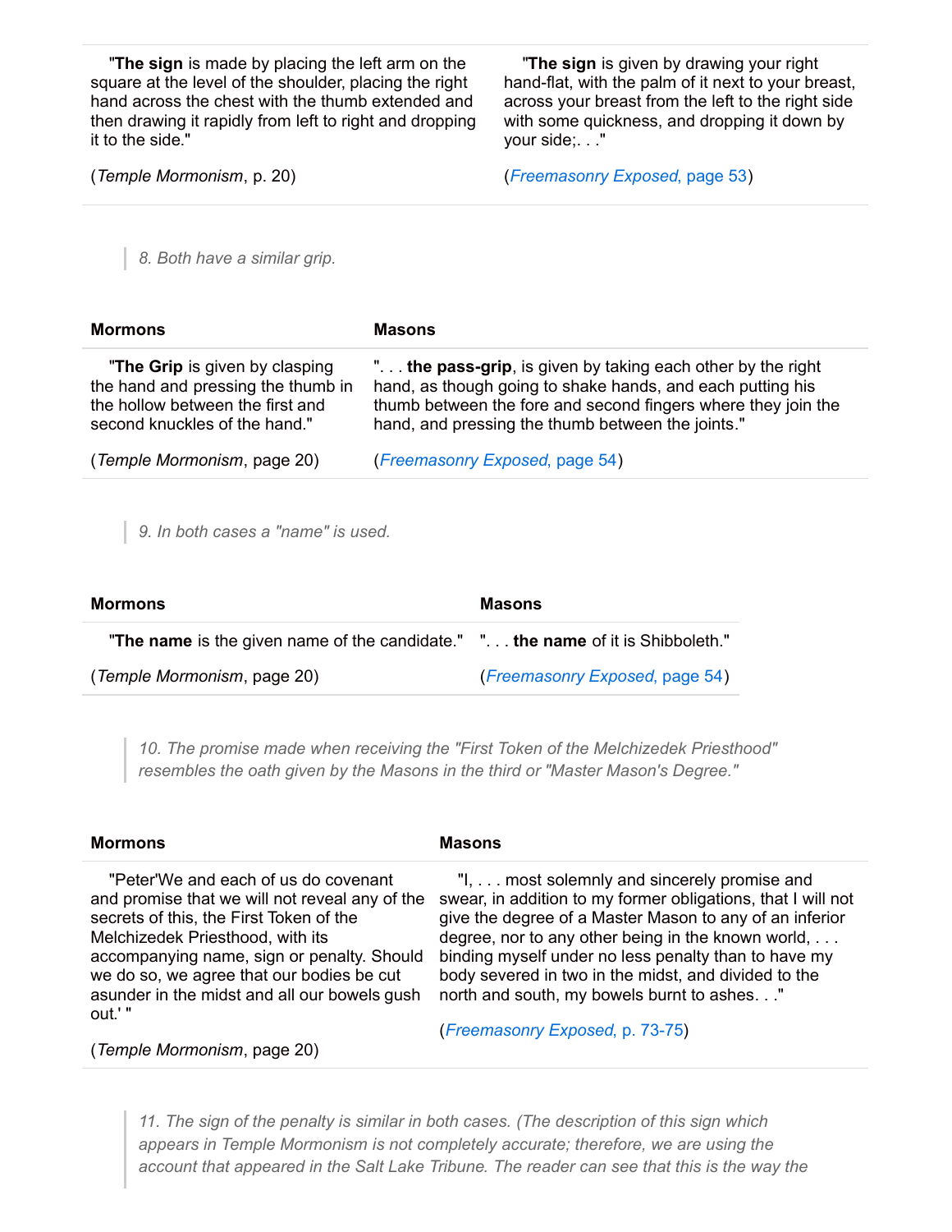| | |
|---|---|
| "**The sign** is made by placing the left arm on the square at the level of the shoulder, placing the right hand across the chest with the thumb extended and then drawing it rapidly from left to right and dropping it to the side." | "**The sign** is given by drawing your right hand-flat, with the palm of it next to your breast, across your breast from the left to the right side with some quickness, and dropping it down by your side;. . ." |
| (*Temple Mormonism*, p. 20) | (*Freemasonry Exposed*, page 53) |

> 8. Both have a similar grip.

| Mormons | Masons |
|---|---|
| "**The Grip** is given by clasping the hand and pressing the thumb in the hollow between the first and second knuckles of the hand." | ". . . **the pass-grip**, is given by taking each other by the right hand, as though going to shake hands, and each putting his thumb between the fore and second fingers where they join the hand, and pressing the thumb between the joints." |
| (*Temple Mormonism*, page 20) | (*Freemasonry Exposed*, page 54) |

> 9. In both cases a "name" is used.

| Mormons | Masons |
|---|---|
| "**The name** is the given name of the candidate." | ". . . **the name** of it is Shibboleth." |
| (*Temple Mormonism*, page 20) | (*Freemasonry Exposed*, page 54) |

> 10. The promise made when receiving the "First Token of the Melchizedek Priesthood" resembles the oath given by the Masons in the third or "Master Mason's Degree."

| Mormons | Masons |
|---|---|
| "Peter'We and each of us do covenant and promise that we will not reveal any of the secrets of this, the First Token of the Melchizedek Priesthood, with its accompanying name, sign or penalty. Should we do so, we agree that our bodies be cut asunder in the midst and all our bowels gush out.' " | "I, . . . most solemnly and sincerely promise and swear, in addition to my former obligations, that I will not give the degree of a Master Mason to any of an inferior degree, nor to any other being in the known world, . . . binding myself under no less penalty than to have my body severed in two in the midst, and divided to the north and south, my bowels burnt to ashes. . ." |
| (*Temple Mormonism*, page 20) | (*Freemasonry Exposed*, p. 73-75) |

> 11. The sign of the penalty is similar in both cases. (The description of this sign which appears in Temple Mormonism is not completely accurate; therefore, we are using the account that appeared in the Salt Lake Tribune. The reader can see that this is the way the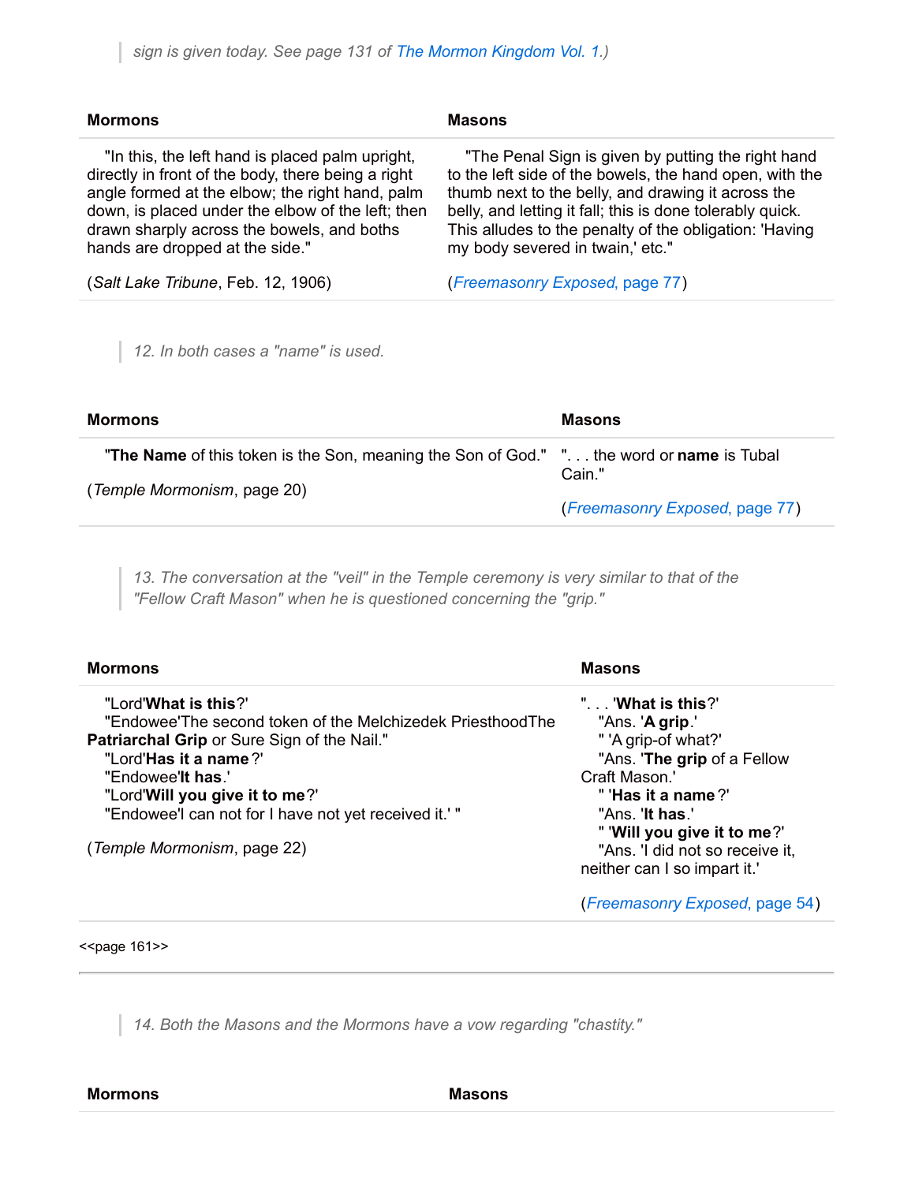> *sign is given today. See page 131 of The Mormon Kingdom Vol. 1.)*

| Mormons | Masons |
| --- | --- |
| "In this, the left hand is placed palm upright, directly in front of the body, there being a right angle formed at the elbow; the right hand, palm down, is placed under the elbow of the left; then drawn sharply across the bowels, and boths hands are dropped at the side."<br><br>(*Salt Lake Tribune*, Feb. 12, 1906) | "The Penal Sign is given by putting the right hand to the left side of the bowels, the hand open, with the thumb next to the belly, and drawing it across the belly, and letting it fall; this is done tolerably quick. This alludes to the penalty of the obligation: 'Having my body severed in twain,' etc."<br><br>(*Freemasonry Exposed*, page 77) |

> *12. In both cases a "name" is used.*

| Mormons | Masons |
| --- | --- |
| "**The Name** of this token is the Son, meaning the Son of God."<br><br>(*Temple Mormonism*, page 20) | ". . . the word or **name** is Tubal Cain."<br><br>(*Freemasonry Exposed*, page 77) |

> *13. The conversation at the "veil" in the Temple ceremony is very similar to that of the "Fellow Craft Mason" when he is questioned concerning the "grip."*

| Mormons | Masons |
| --- | --- |
| "Lord'**What is this**?'<br>"Endowee'The second token of the Melchizedek PriesthoodThe **Patriarchal Grip** or Sure Sign of the Nail."<br>"Lord'**Has it a name**?'<br>"Endowee'**It has**.'<br>"Lord'**Will you give it to me**?'<br>"Endowee'I can not for I have not yet received it.' "<br><br>(*Temple Mormonism*, page 22) | ". . . '**What is this**?'<br>"Ans. '**A grip**.'<br>" 'A grip-of what?'<br>"Ans. '**The grip** of a Fellow Craft Mason.'<br>" '**Has it a name**?'<br>"Ans. '**It has**.'<br>" '**Will you give it to me**?'<br>"Ans. 'I did not so receive it, neither can I so impart it.'<br><br>(*Freemasonry Exposed*, page 54) |

<<page 161>>

---

> *14. Both the Masons and the Mormons have a vow regarding "chastity."*

| Mormons | Masons |
| --- | --- |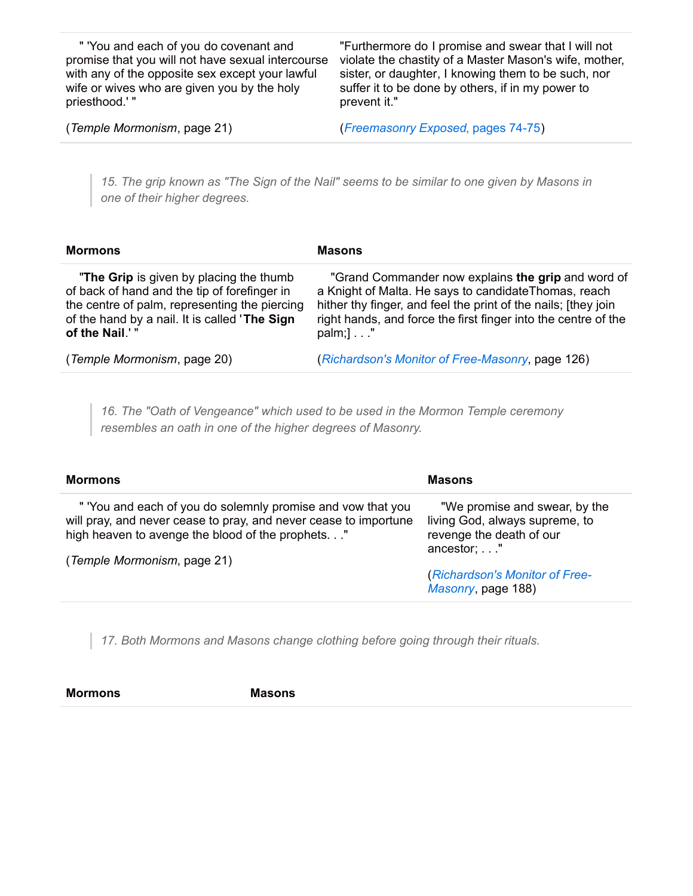| | |
|---|---|
| " 'You and each of you do covenant and promise that you will not have sexual intercourse with any of the opposite sex except your lawful wife or wives who are given you by the holy priesthood.' " | "Furthermore do I promise and swear that I will not violate the chastity of a Master Mason's wife, mother, sister, or daughter, I knowing them to be such, nor suffer it to be done by others, if in my power to prevent it." |
| (*Temple Mormonism*, page 21) | (*Freemasonry Exposed*, pages 74-75) |

> *15. The grip known as "The Sign of the Nail" seems to be similar to one given by Masons in one of their higher degrees.*

| Mormons | Masons |
|---|---|
| "**The Grip** is given by placing the thumb of back of hand and the tip of forefinger in the centre of palm, representing the piercing of the hand by a nail. It is called '**The Sign of the Nail**.' " | "Grand Commander now explains **the grip** and word of a Knight of Malta. He says to candidateThomas, reach hither thy finger, and feel the print of the nails; [they join right hands, and force the first finger into the centre of the palm;] . . ." |
| (*Temple Mormonism*, page 20) | (*Richardson's Monitor of Free-Masonry*, page 126) |

> *16. The "Oath of Vengeance" which used to be used in the Mormon Temple ceremony resembles an oath in one of the higher degrees of Masonry.*

| Mormons | Masons |
|---|---|
| " 'You and each of you do solemnly promise and vow that you will pray, and never cease to pray, and never cease to importune high heaven to avenge the blood of the prophets. . ." | "We promise and swear, by the living God, always supreme, to revenge the death of our ancestor; . . ." |
| (*Temple Mormonism*, page 21) | (*Richardson's Monitor of Free-Masonry*, page 188) |

> *17. Both Mormons and Masons change clothing before going through their rituals.*

| Mormons | Masons |
|---|---|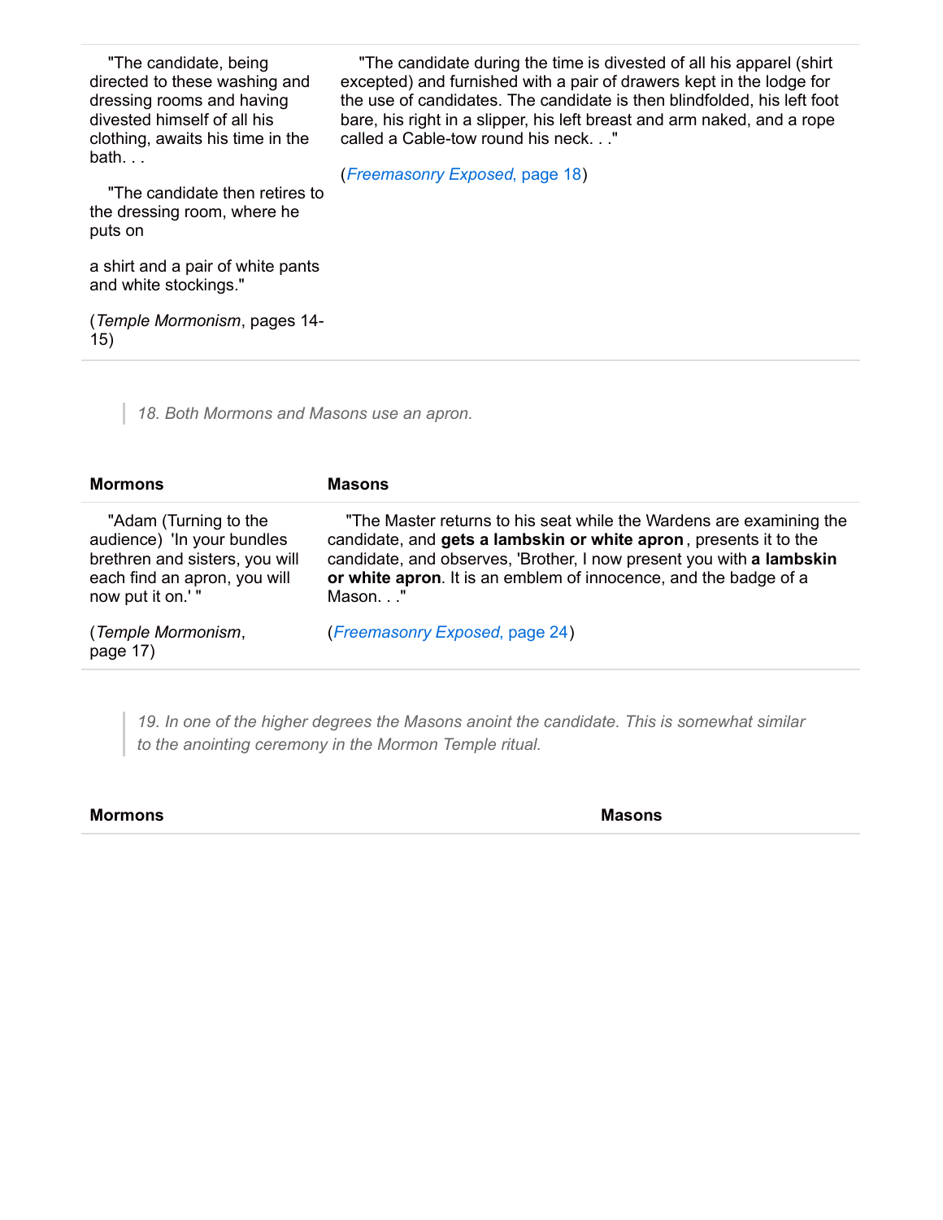| | |
|---|---|
| "The candidate, being directed to these washing and dressing rooms and having divested himself of all his clothing, awaits his time in the bath. . .<br><br>"The candidate then retires to the dressing room, where he puts on<br><br>a shirt and a pair of white pants and white stockings."<br><br>(*Temple Mormonism*, pages 14-15) | "The candidate during the time is divested of all his apparel (shirt excepted) and furnished with a pair of drawers kept in the lodge for the use of candidates. The candidate is then blindfolded, his left foot bare, his right in a slipper, his left breast and arm naked, and a rope called a Cable-tow round his neck. . ."<br><br>(*Freemasonry Exposed*, page 18) |

> *18. Both Mormons and Masons use an apron.*

| Mormons | Masons |
|---|---|
| "Adam (Turning to the audience) 'In your bundles brethren and sisters, you will each find an apron, you will now put it on.' "<br><br>(*Temple Mormonism*, page 17) | "The Master returns to his seat while the Wardens are examining the candidate, and **gets a lambskin or white apron**, presents it to the candidate, and observes, 'Brother, I now present you with **a lambskin or white apron**. It is an emblem of innocence, and the badge of a Mason. . ."<br><br>(*Freemasonry Exposed*, page 24) |

> *19. In one of the higher degrees the Masons anoint the candidate. This is somewhat similar to the anointing ceremony in the Mormon Temple ritual.*

| Mormons | Masons |
|---|---|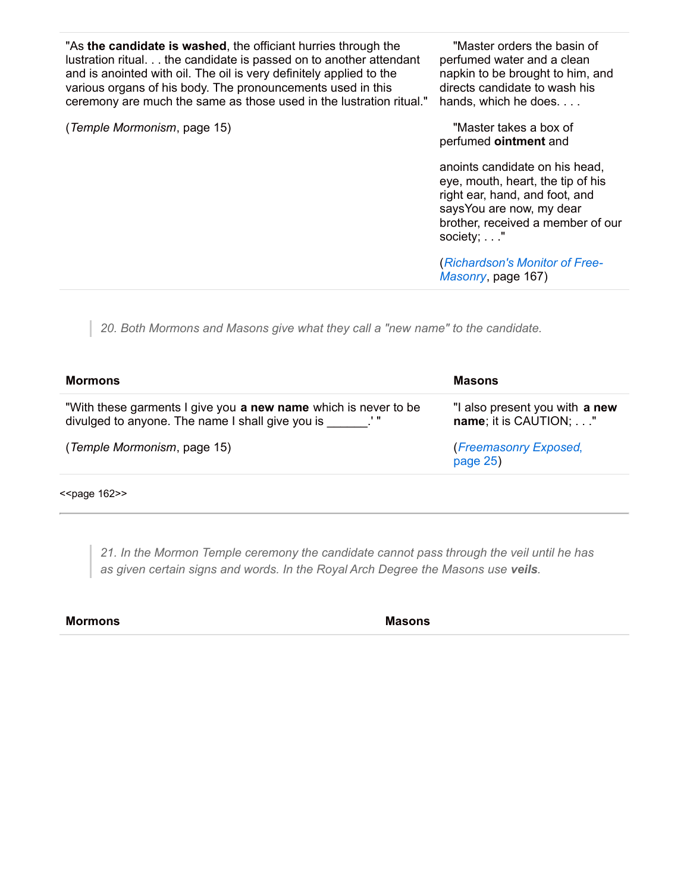| | |
|---|---|
| "As **the candidate is washed**, the officiant hurries through the lustration ritual. . . the candidate is passed on to another attendant and is anointed with oil. The oil is very definitely applied to the various organs of his body. The pronouncements used in this ceremony are much the same as those used in the lustration ritual."<br><br>(*Temple Mormonism*, page 15) | "Master orders the basin of perfumed water and a clean napkin to be brought to him, and directs candidate to wash his hands, which he does. . . .<br><br>"Master takes a box of perfumed **ointment** and<br><br>anoints candidate on his head, eye, mouth, heart, the tip of his right ear, hand, and foot, and saysYou are now, my dear brother, received a member of our society; . . ."<br><br>(*Richardson's Monitor of Free-Masonry*, page 167) |

> *20. Both Mormons and Masons give what they call a "new name" to the candidate.*

| **Mormons** | **Masons** |
|---|---|
| "With these garments I give you **a new name** which is never to be divulged to anyone. The name I shall give you is ______.' "<br><br>(*Temple Mormonism*, page 15) | "I also present you with **a new name**; it is CAUTION; . . ."<br><br>(*Freemasonry Exposed*, page 25) |

<<page 162>>

---

> *21. In the Mormon Temple ceremony the candidate cannot pass through the veil until he has as given certain signs and words. In the Royal Arch Degree the Masons use **veils**.*

| **Mormons** | **Masons** |
|---|---|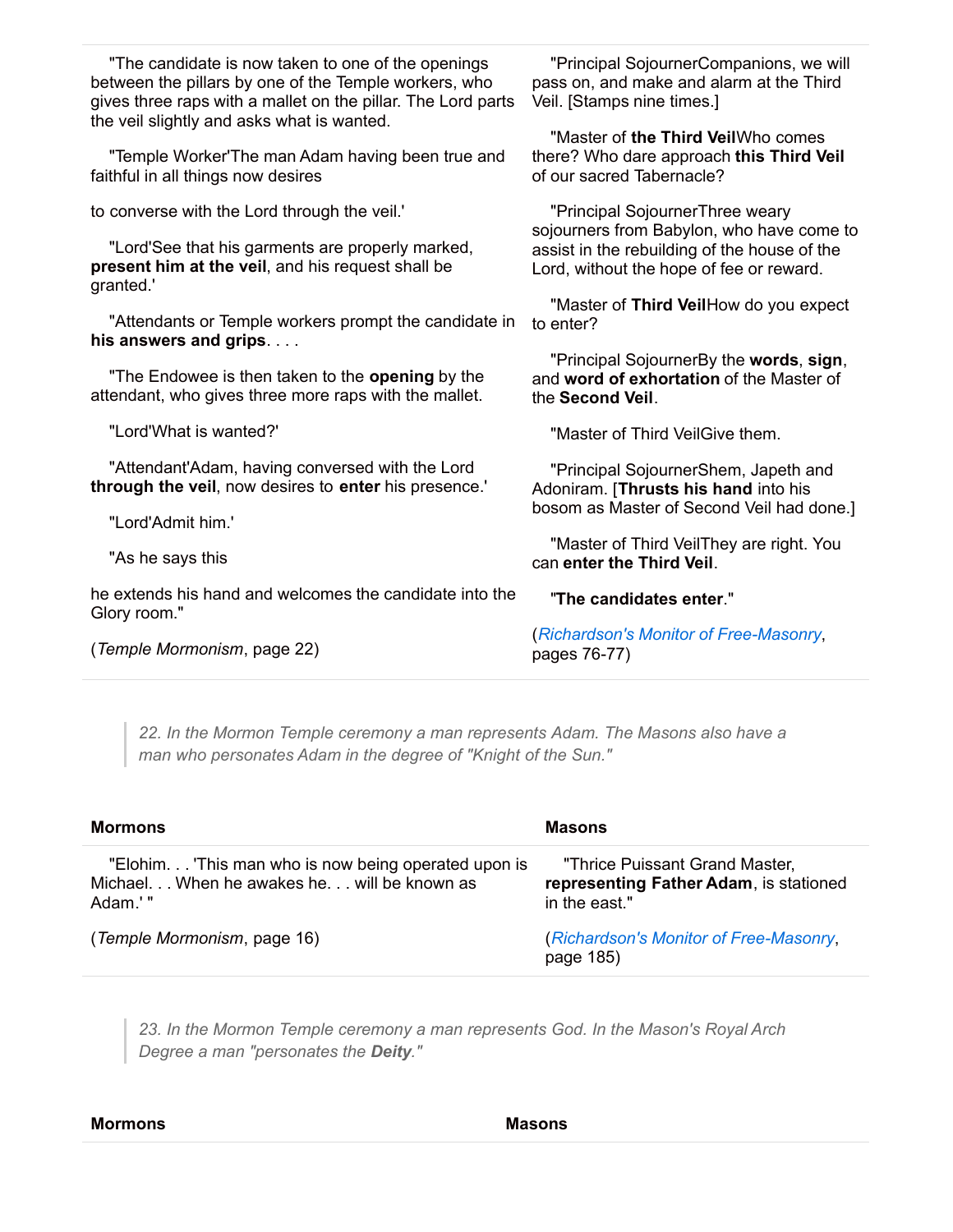| | |
|---|---|
| "The candidate is now taken to one of the openings between the pillars by one of the Temple workers, who gives three raps with a mallet on the pillar. The Lord parts the veil slightly and asks what is wanted.<br><br>"Temple Worker'The man Adam having been true and faithful in all things now desires<br><br>to converse with the Lord through the veil.'<br><br>"Lord'See that his garments are properly marked, **present him at the veil**, and his request shall be granted.'<br><br>"Attendants or Temple workers prompt the candidate in **his answers and grips**. . . .<br><br>"The Endowee is then taken to the **opening** by the attendant, who gives three more raps with the mallet.<br><br>"Lord'What is wanted?'<br><br>"Attendant'Adam, having conversed with the Lord **through the veil**, now desires to **enter** his presence.'<br><br>"Lord'Admit him.'<br><br>"As he says this<br><br>he extends his hand and welcomes the candidate into the Glory room."<br><br>(*Temple Mormonism*, page 22) | "Principal SojournerCompanions, we will pass on, and make and alarm at the Third Veil. [Stamps nine times.]<br><br>"Master of **the Third Veil**Who comes there? Who dare approach **this Third Veil** of our sacred Tabernacle?<br><br>"Principal SojournerThree weary sojourners from Babylon, who have come to assist in the rebuilding of the house of the Lord, without the hope of fee or reward.<br><br>"Master of **Third Veil**How do you expect to enter?<br><br>"Principal SojournerBy the **words**, **sign**, and **word of exhortation** of the Master of the **Second Veil**.<br><br>"Master of Third VeilGive them.<br><br>"Principal SojournerShem, Japeth and Adoniram. [**Thrusts his hand** into his bosom as Master of Second Veil had done.]<br><br>"Master of Third VeilThey are right. You can **enter the Third Veil**.<br><br>"**The candidates enter**."<br><br>(*Richardson's Monitor of Free-Masonry*, pages 76-77) |

> *22. In the Mormon Temple ceremony a man represents Adam. The Masons also have a man who personates Adam in the degree of "Knight of the Sun."*

| **Mormons** | **Masons** |
|---|---|
| "Elohim. . . 'This man who is now being operated upon is Michael. . . When he awakes he. . . will be known as Adam.' "<br><br>(*Temple Mormonism*, page 16) | "Thrice Puissant Grand Master, **representing Father Adam**, is stationed in the east."<br><br>(*Richardson's Monitor of Free-Masonry*, page 185) |

> *23. In the Mormon Temple ceremony a man represents God. In the Mason's Royal Arch Degree a man "personates the **Deity**."*

| **Mormons** | **Masons** |
|---|---|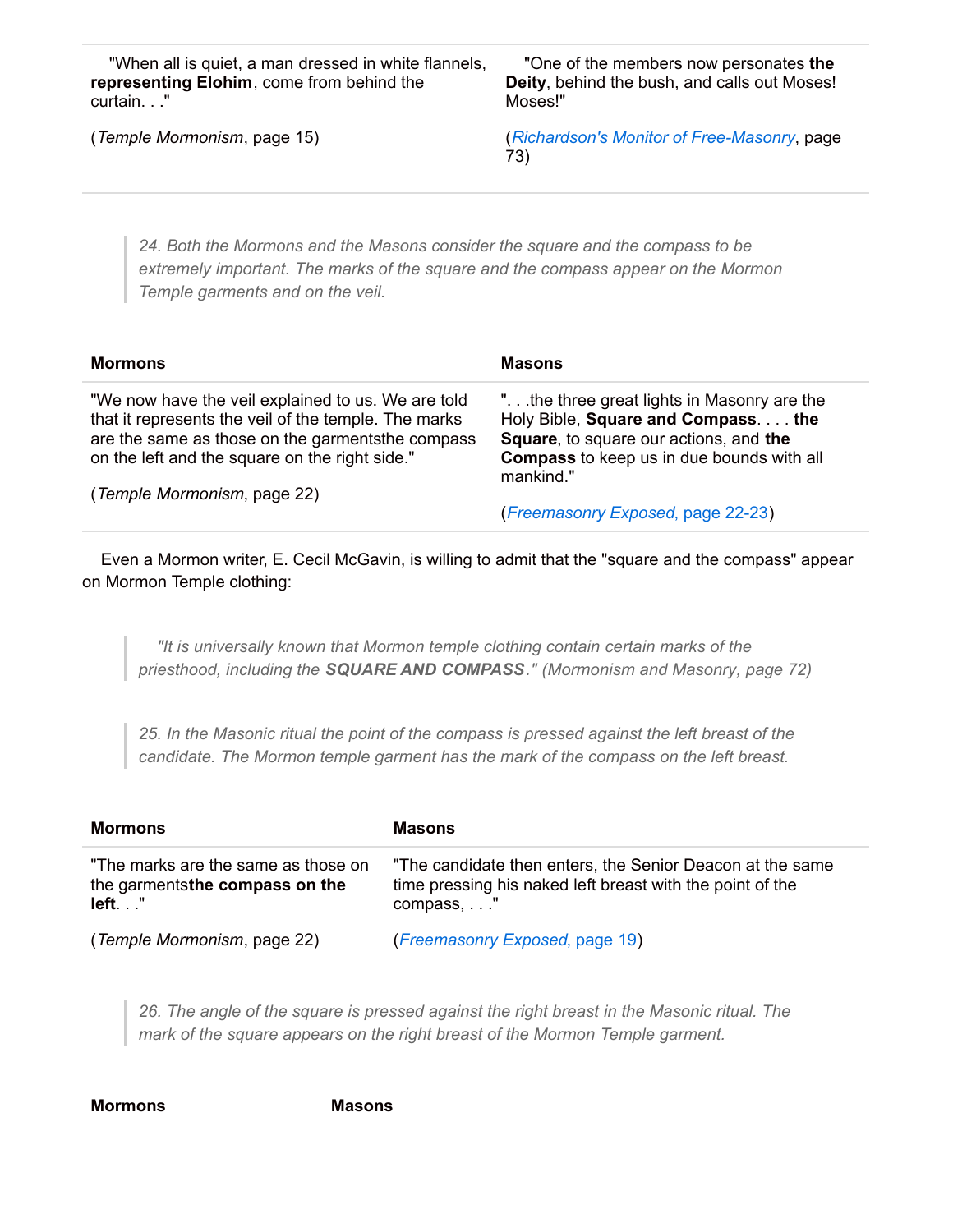| | |
|---|---|
| "When all is quiet, a man dressed in white flannels, **representing Elohim**, come from behind the curtain. . ."<br><br>(*Temple Mormonism*, page 15) | "One of the members now personates **the Deity**, behind the bush, and calls out Moses! Moses!"<br><br>(*Richardson's Monitor of Free-Masonry*, page 73) |

> *24. Both the Mormons and the Masons consider the square and the compass to be extremely important. The marks of the square and the compass appear on the Mormon Temple garments and on the veil.*

| Mormons | Masons |
|---|---|
| "We now have the veil explained to us. We are told that it represents the veil of the temple. The marks are the same as those on the garmentsthe compass on the left and the square on the right side."<br><br>(*Temple Mormonism*, page 22) | ". . .the three great lights in Masonry are the Holy Bible, **Square and Compass**. . . . **the Square**, to square our actions, and **the Compass** to keep us in due bounds with all mankind."<br><br>(*Freemasonry Exposed*, page 22-23) |

Even a Mormon writer, E. Cecil McGavin, is willing to admit that the "square and the compass" appear on Mormon Temple clothing:

> *"It is universally known that Mormon temple clothing contain certain marks of the priesthood, including the **SQUARE AND COMPASS**." (Mormonism and Masonry, page 72)*

> *25. In the Masonic ritual the point of the compass is pressed against the left breast of the candidate. The Mormon temple garment has the mark of the compass on the left breast.*

| Mormons | Masons |
|---|---|
| "The marks are the same as those on the garments**the compass on the left**. . ."<br><br>(*Temple Mormonism*, page 22) | "The candidate then enters, the Senior Deacon at the same time pressing his naked left breast with the point of the compass, . . ."<br><br>(*Freemasonry Exposed*, page 19) |

> *26. The angle of the square is pressed against the right breast in the Masonic ritual. The mark of the square appears on the right breast of the Mormon Temple garment.*

| Mormons | Masons |
|---|---|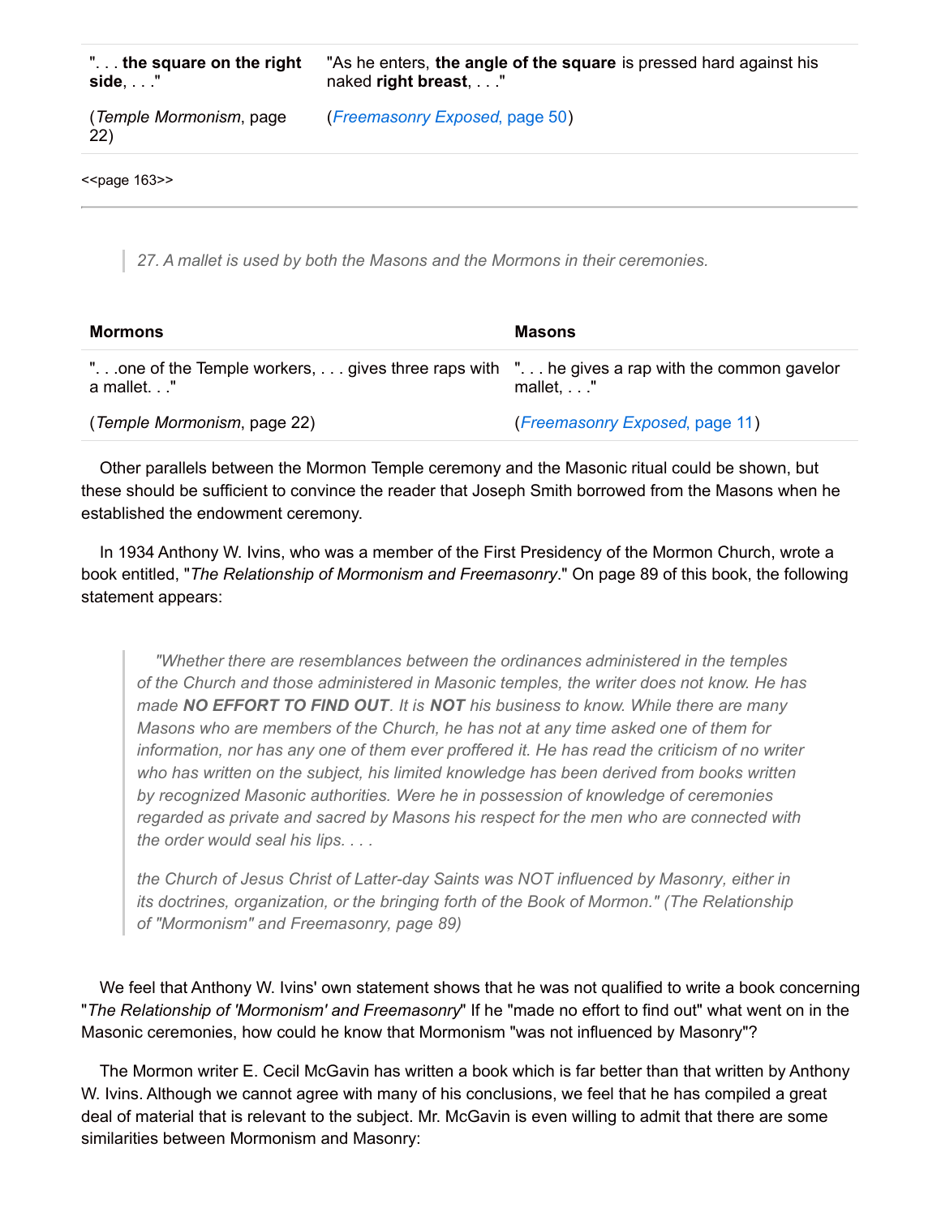| ". . . **the square on the right side**, . . ." | "As he enters, **the angle of the square** is pressed hard against his naked **right breast**, . . ." |
|---|---|
| (*Temple Mormonism*, page 22) | (*Freemasonry Exposed*, page 50) |

<<page 163>>

> *27. A mallet is used by both the Masons and the Mormons in their ceremonies.*

| **Mormons** | **Masons** |
|---|---|
| ". . .one of the Temple workers, . . . gives three raps with a mallet. . ." | ". . . he gives a rap with the common gavelor mallet, . . ." |
| (*Temple Mormonism*, page 22) | (*Freemasonry Exposed*, page 11) |

Other parallels between the Mormon Temple ceremony and the Masonic ritual could be shown, but these should be sufficient to convince the reader that Joseph Smith borrowed from the Masons when he established the endowment ceremony.

In 1934 Anthony W. Ivins, who was a member of the First Presidency of the Mormon Church, wrote a book entitled, "*The Relationship of Mormonism and Freemasonry*." On page 89 of this book, the following statement appears:

> *"Whether there are resemblances between the ordinances administered in the temples of the Church and those administered in Masonic temples, the writer does not know. He has made **NO EFFORT TO FIND OUT**. It is **NOT** his business to know. While there are many Masons who are members of the Church, he has not at any time asked one of them for information, nor has any one of them ever proffered it. He has read the criticism of no writer who has written on the subject, his limited knowledge has been derived from books written by recognized Masonic authorities. Were he in possession of knowledge of ceremonies regarded as private and sacred by Masons his respect for the men who are connected with the order would seal his lips. . . .*
>
> *the Church of Jesus Christ of Latter-day Saints was NOT influenced by Masonry, either in its doctrines, organization, or the bringing forth of the Book of Mormon." (The Relationship of "Mormonism" and Freemasonry, page 89)*

We feel that Anthony W. Ivins' own statement shows that he was not qualified to write a book concerning "*The Relationship of 'Mormonism' and Freemasonry*" If he "made no effort to find out" what went on in the Masonic ceremonies, how could he know that Mormonism "was not influenced by Masonry"?

The Mormon writer E. Cecil McGavin has written a book which is far better than that written by Anthony W. Ivins. Although we cannot agree with many of his conclusions, we feel that he has compiled a great deal of material that is relevant to the subject. Mr. McGavin is even willing to admit that there are some similarities between Mormonism and Masonry: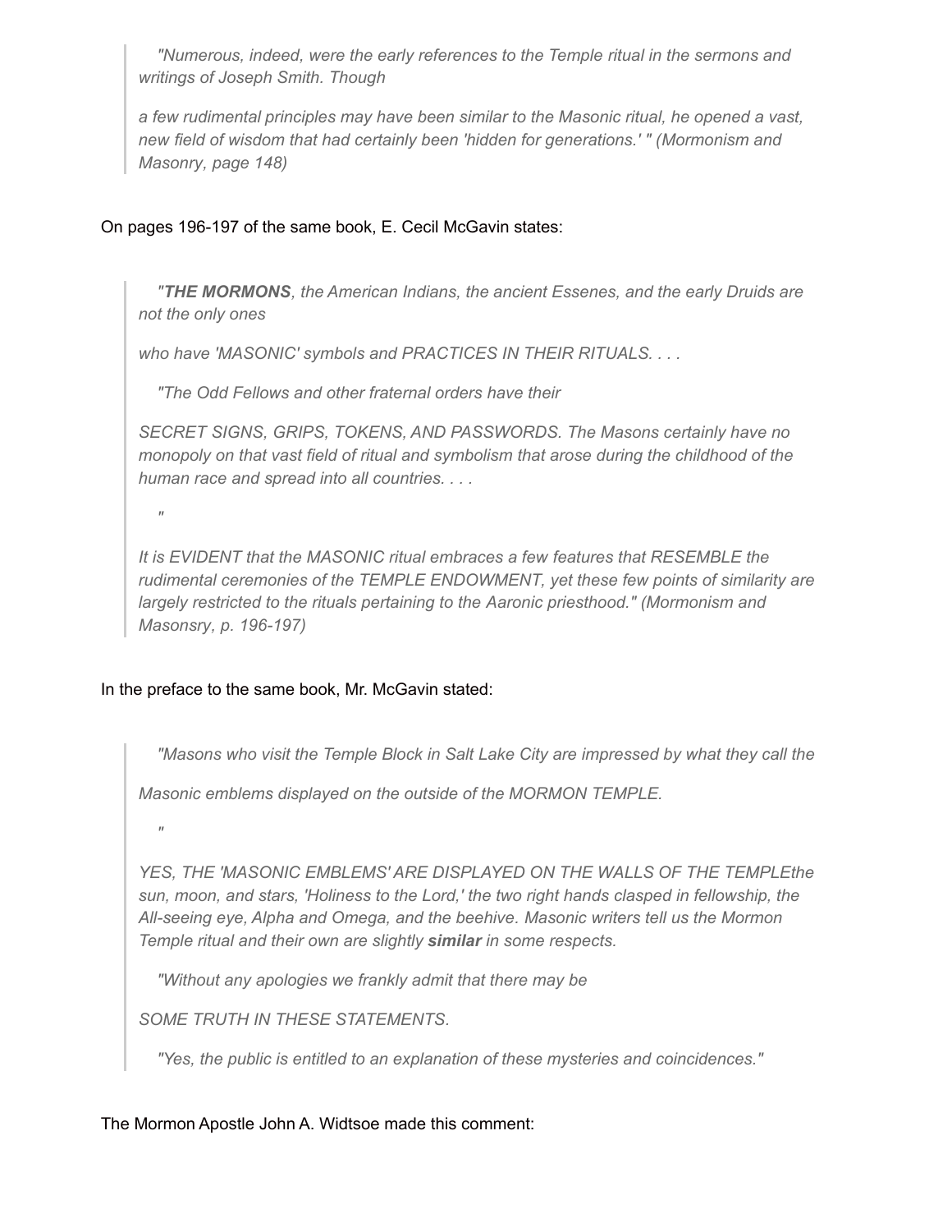> *"Numerous, indeed, were the early references to the Temple ritual in the sermons and writings of Joseph Smith. Though*
>
> *a few rudimental principles may have been similar to the Masonic ritual, he opened a vast, new field of wisdom that had certainly been 'hidden for generations.' " (Mormonism and Masonry, page 148)*

On pages 196-197 of the same book, E. Cecil McGavin states:

> *"**THE MORMONS**, the American Indians, the ancient Essenes, and the early Druids are not the only ones*
>
> *who have 'MASONIC' symbols and PRACTICES IN THEIR RITUALS. . . .*
>
> *"The Odd Fellows and other fraternal orders have their*
>
> *SECRET SIGNS, GRIPS, TOKENS, AND PASSWORDS. The Masons certainly have no monopoly on that vast field of ritual and symbolism that arose during the childhood of the human race and spread into all countries. . . .*
>
> *"*
>
> *It is EVIDENT that the MASONIC ritual embraces a few features that RESEMBLE the rudimental ceremonies of the TEMPLE ENDOWMENT, yet these few points of similarity are largely restricted to the rituals pertaining to the Aaronic priesthood." (Mormonism and Masonsry, p. 196-197)*

In the preface to the same book, Mr. McGavin stated:

> *"Masons who visit the Temple Block in Salt Lake City are impressed by what they call the*
>
> *Masonic emblems displayed on the outside of the MORMON TEMPLE.*
>
> *"*
>
> *YES, THE 'MASONIC EMBLEMS' ARE DISPLAYED ON THE WALLS OF THE TEMPLEthe sun, moon, and stars, 'Holiness to the Lord,' the two right hands clasped in fellowship, the All-seeing eye, Alpha and Omega, and the beehive. Masonic writers tell us the Mormon Temple ritual and their own are slightly **similar** in some respects.*
>
> *"Without any apologies we frankly admit that there may be*
>
> *SOME TRUTH IN THESE STATEMENTS.*
>
> *"Yes, the public is entitled to an explanation of these mysteries and coincidences."*

The Mormon Apostle John A. Widtsoe made this comment: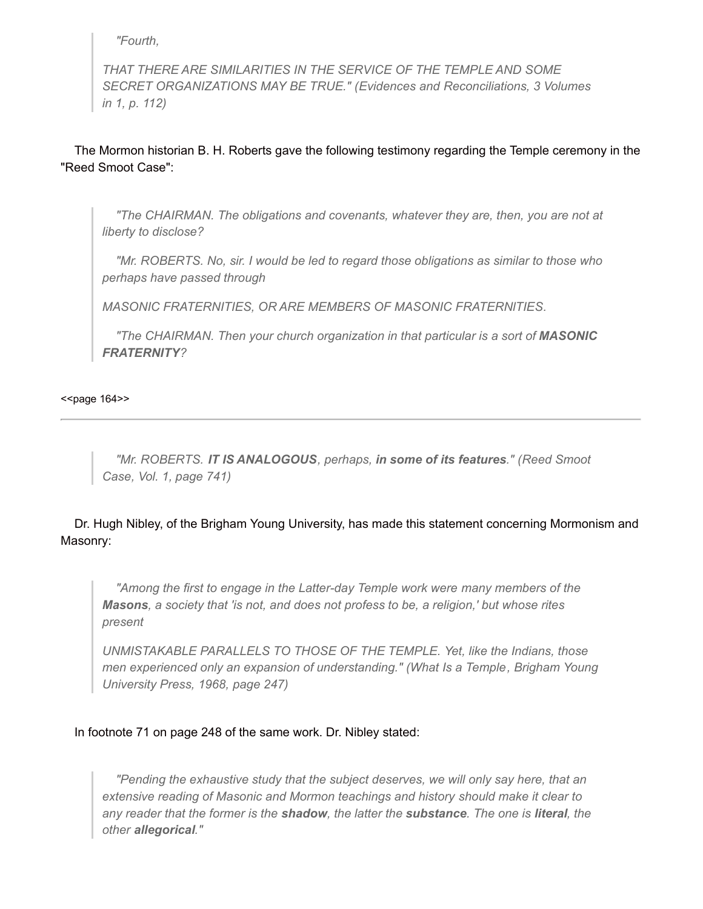> *"Fourth,*
>
> *THAT THERE ARE SIMILARITIES IN THE SERVICE OF THE TEMPLE AND SOME SECRET ORGANIZATIONS MAY BE TRUE." (Evidences and Reconciliations, 3 Volumes in 1, p. 112)*

The Mormon historian B. H. Roberts gave the following testimony regarding the Temple ceremony in the "Reed Smoot Case":

> *"The CHAIRMAN. The obligations and covenants, whatever they are, then, you are not at liberty to disclose?*
>
> *"Mr. ROBERTS. No, sir. I would be led to regard those obligations as similar to those who perhaps have passed through*
>
> *MASONIC FRATERNITIES, OR ARE MEMBERS OF MASONIC FRATERNITIES.*
>
> *"The CHAIRMAN. Then your church organization in that particular is a sort of **MASONIC FRATERNITY**?*

<<page 164>>

---

> *"Mr. ROBERTS. **IT IS ANALOGOUS**, perhaps, **in some of its features**." (Reed Smoot Case, Vol. 1, page 741)*

Dr. Hugh Nibley, of the Brigham Young University, has made this statement concerning Mormonism and Masonry:

> *"Among the first to engage in the Latter-day Temple work were many members of the **Masons**, a society that 'is not, and does not profess to be, a religion,' but whose rites present*
>
> *UNMISTAKABLE PARALLELS TO THOSE OF THE TEMPLE. Yet, like the Indians, those men experienced only an expansion of understanding." (What Is a Temple, Brigham Young University Press, 1968, page 247)*

In footnote 71 on page 248 of the same work. Dr. Nibley stated:

> *"Pending the exhaustive study that the subject deserves, we will only say here, that an extensive reading of Masonic and Mormon teachings and history should make it clear to any reader that the former is the **shadow**, the latter the **substance**. The one is **literal**, the other **allegorical**."*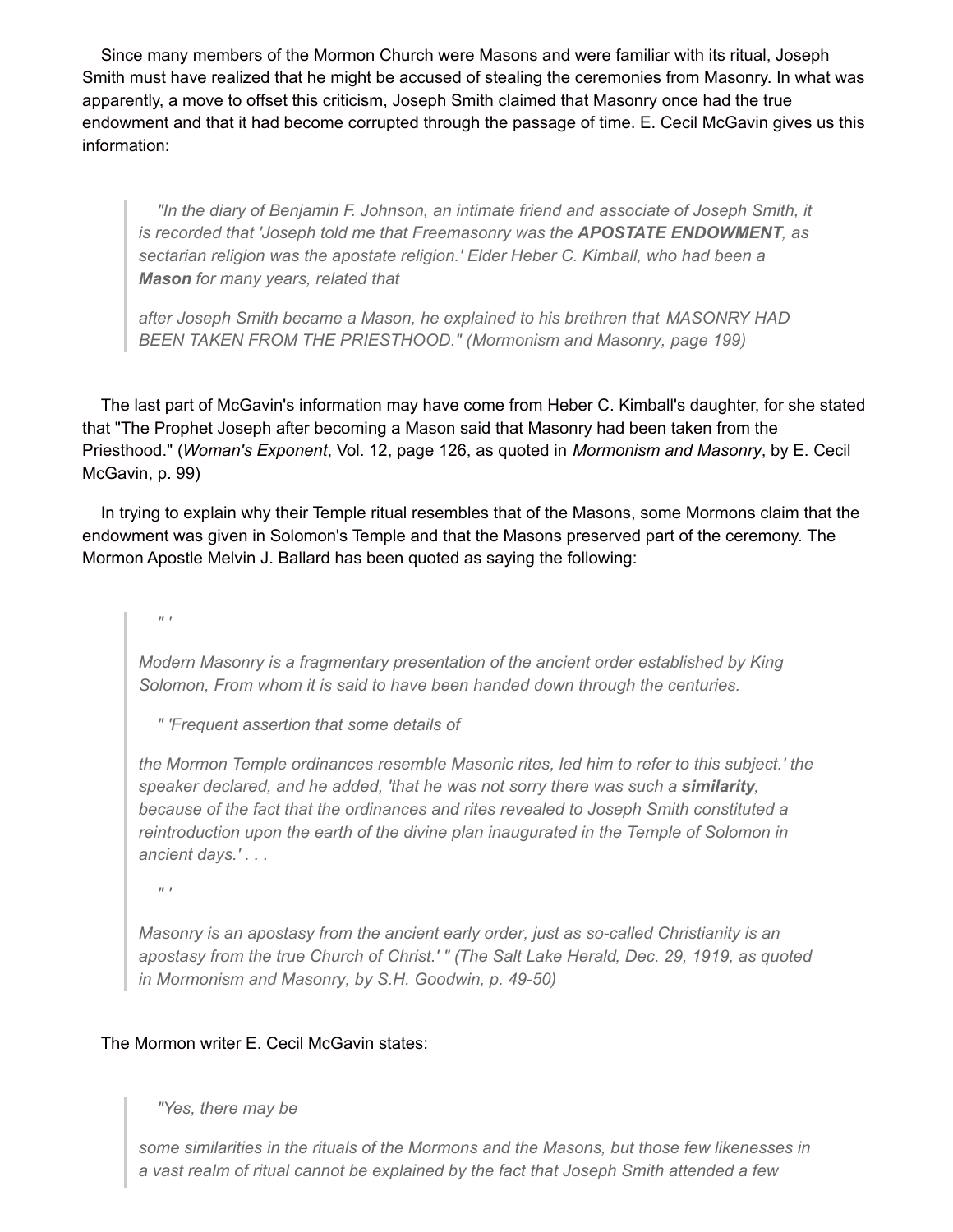Since many members of the Mormon Church were Masons and were familiar with its ritual, Joseph Smith must have realized that he might be accused of stealing the ceremonies from Masonry. In what was apparently, a move to offset this criticism, Joseph Smith claimed that Masonry once had the true endowment and that it had become corrupted through the passage of time. E. Cecil McGavin gives us this information:

> *"In the diary of Benjamin F. Johnson, an intimate friend and associate of Joseph Smith, it is recorded that 'Joseph told me that Freemasonry was the **APOSTATE ENDOWMENT**, as sectarian religion was the apostate religion.' Elder Heber C. Kimball, who had been a **Mason** for many years, related that*
>
> *after Joseph Smith became a Mason, he explained to his brethren that MASONRY HAD BEEN TAKEN FROM THE PRIESTHOOD." (Mormonism and Masonry, page 199)*

The last part of McGavin's information may have come from Heber C. Kimball's daughter, for she stated that "The Prophet Joseph after becoming a Mason said that Masonry had been taken from the Priesthood." (*Woman's Exponent*, Vol. 12, page 126, as quoted in *Mormonism and Masonry*, by E. Cecil McGavin, p. 99)

In trying to explain why their Temple ritual resembles that of the Masons, some Mormons claim that the endowment was given in Solomon's Temple and that the Masons preserved part of the ceremony. The Mormon Apostle Melvin J. Ballard has been quoted as saying the following:

> *" '*
>
> *Modern Masonry is a fragmentary presentation of the ancient order established by King Solomon, From whom it is said to have been handed down through the centuries.*
>
> *" 'Frequent assertion that some details of*
>
> *the Mormon Temple ordinances resemble Masonic rites, led him to refer to this subject.' the speaker declared, and he added, 'that he was not sorry there was such a **similarity**, because of the fact that the ordinances and rites revealed to Joseph Smith constituted a reintroduction upon the earth of the divine plan inaugurated in the Temple of Solomon in ancient days.' . . .*
>
> *" '*
>
> *Masonry is an apostasy from the ancient early order, just as so-called Christianity is an apostasy from the true Church of Christ.' " (The Salt Lake Herald, Dec. 29, 1919, as quoted in Mormonism and Masonry, by S.H. Goodwin, p. 49-50)*

The Mormon writer E. Cecil McGavin states:

> *"Yes, there may be*
>
> *some similarities in the rituals of the Mormons and the Masons, but those few likenesses in a vast realm of ritual cannot be explained by the fact that Joseph Smith attended a few*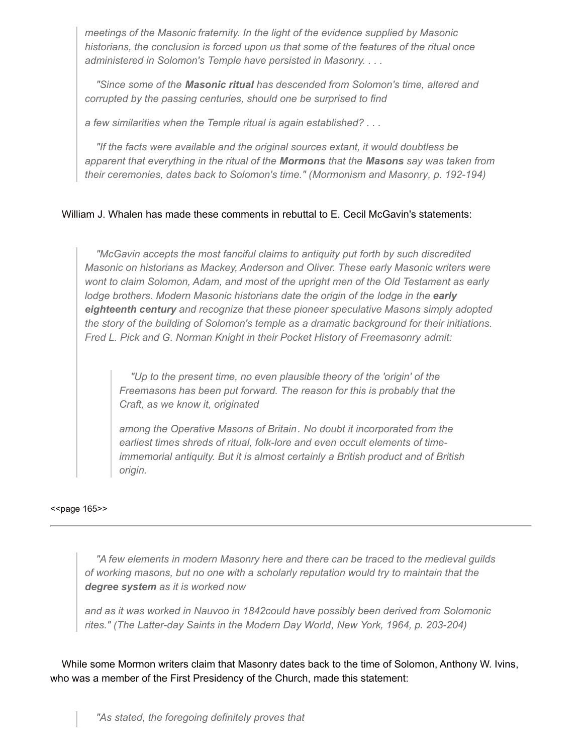> *meetings of the Masonic fraternity. In the light of the evidence supplied by Masonic historians, the conclusion is forced upon us that some of the features of the ritual once administered in Solomon's Temple have persisted in Masonry. . . .*
>
> *"Since some of the **Masonic ritual** has descended from Solomon's time, altered and corrupted by the passing centuries, should one be surprised to find a few similarities when the Temple ritual is again established? . . .*
>
> *"If the facts were available and the original sources extant, it would doubtless be apparent that everything in the ritual of the **Mormons** that the **Masons** say was taken from their ceremonies, dates back to Solomon's time." (Mormonism and Masonry, p. 192-194)*

William J. Whalen has made these comments in rebuttal to E. Cecil McGavin's statements:

> *"McGavin accepts the most fanciful claims to antiquity put forth by such discredited Masonic on historians as Mackey, Anderson and Oliver. These early Masonic writers were wont to claim Solomon, Adam, and most of the upright men of the Old Testament as early lodge brothers. Modern Masonic historians date the origin of the lodge in the **early eighteenth century** and recognize that these pioneer speculative Masons simply adopted the story of the building of Solomon's temple as a dramatic background for their initiations. Fred L. Pick and G. Norman Knight in their Pocket History of Freemasonry admit:*
>
> > *"Up to the present time, no even plausible theory of the 'origin' of the Freemasons has been put forward. The reason for this is probably that the Craft, as we know it, originated among the Operative Masons of Britain. No doubt it incorporated from the earliest times shreds of ritual, folk-lore and even occult elements of time-immemorial antiquity. But it is almost certainly a British product and of British origin.*

<<page 165>>

---

> *"A few elements in modern Masonry here and there can be traced to the medieval guilds of working masons, but no one with a scholarly reputation would try to maintain that the **degree system** as it is worked now and as it was worked in Nauvoo in 1842could have possibly been derived from Solomonic rites." (The Latter-day Saints in the Modern Day World, New York, 1964, p. 203-204)*

While some Mormon writers claim that Masonry dates back to the time of Solomon, Anthony W. Ivins, who was a member of the First Presidency of the Church, made this statement:

> *"As stated, the foregoing definitely proves that*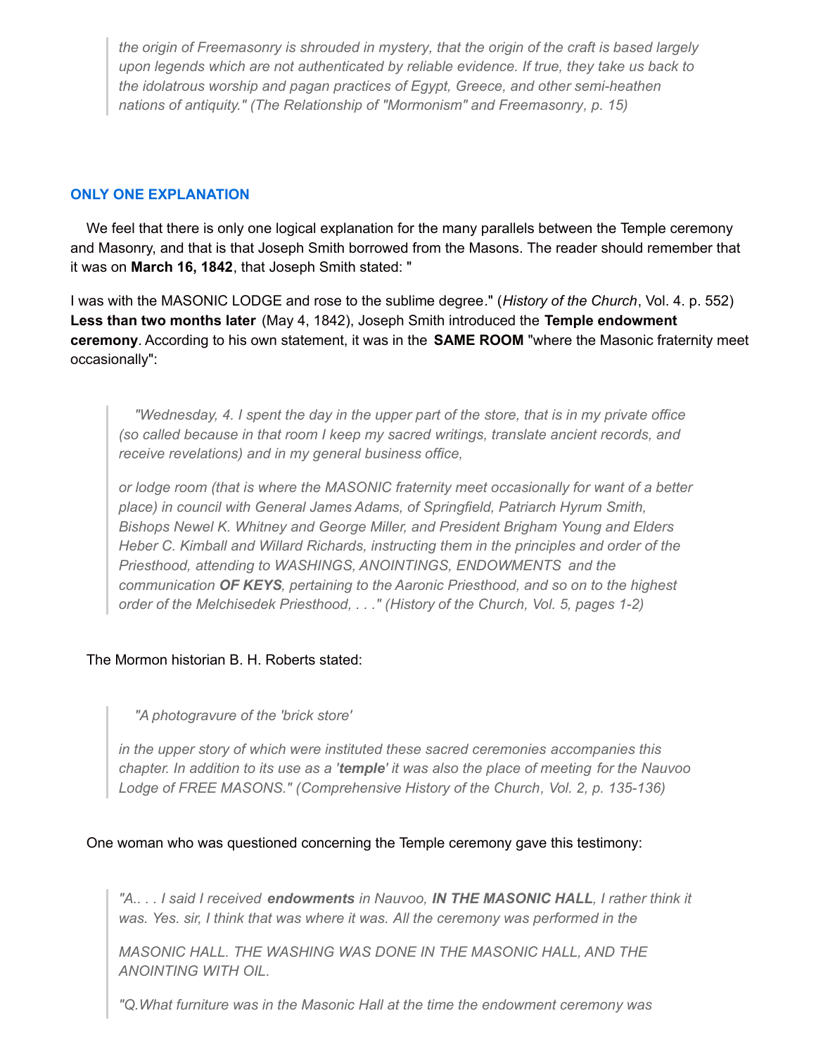> the origin of Freemasonry is shrouded in mystery, that the origin of the craft is based largely upon legends which are not authenticated by reliable evidence. If true, they take us back to the idolatrous worship and pagan practices of Egypt, Greece, and other semi-heathen nations of antiquity." (The Relationship of "Mormonism" and Freemasonry, p. 15)

### ONLY ONE EXPLANATION

We feel that there is only one logical explanation for the many parallels between the Temple ceremony and Masonry, and that is that Joseph Smith borrowed from the Masons. The reader should remember that it was on **March 16, 1842**, that Joseph Smith stated: "

I was with the MASONIC LODGE and rose to the sublime degree." (*History of the Church*, Vol. 4. p. 552) **Less than two months later** (May 4, 1842), Joseph Smith introduced the **Temple endowment ceremony**. According to his own statement, it was in the **SAME ROOM** "where the Masonic fraternity meet occasionally":

> *"Wednesday, 4. I spent the day in the upper part of the store, that is in my private office (so called because in that room I keep my sacred writings, translate ancient records, and receive revelations) and in my general business office,*
>
> *or lodge room (that is where the MASONIC fraternity meet occasionally for want of a better place) in council with General James Adams, of Springfield, Patriarch Hyrum Smith, Bishops Newel K. Whitney and George Miller, and President Brigham Young and Elders Heber C. Kimball and Willard Richards, instructing them in the principles and order of the Priesthood, attending to WASHINGS, ANOINTINGS, ENDOWMENTS and the communication **OF KEYS**, pertaining to the Aaronic Priesthood, and so on to the highest order of the Melchisedek Priesthood, . . ." (History of the Church, Vol. 5, pages 1-2)*

The Mormon historian B. H. Roberts stated:

> *"A photogravure of the 'brick store'*
>
> *in the upper story of which were instituted these sacred ceremonies accompanies this chapter. In addition to its use as a '**temple**' it was also the place of meeting for the Nauvoo Lodge of FREE MASONS." (Comprehensive History of the Church, Vol. 2, p. 135-136)*

One woman who was questioned concerning the Temple ceremony gave this testimony:

> *"A.. . . I said I received **endowments** in Nauvoo, **IN THE MASONIC HALL**, I rather think it was. Yes. sir, I think that was where it was. All the ceremony was performed in the*
>
> *MASONIC HALL. THE WASHING WAS DONE IN THE MASONIC HALL, AND THE ANOINTING WITH OIL.*
>
> *"Q.What furniture was in the Masonic Hall at the time the endowment ceremony was*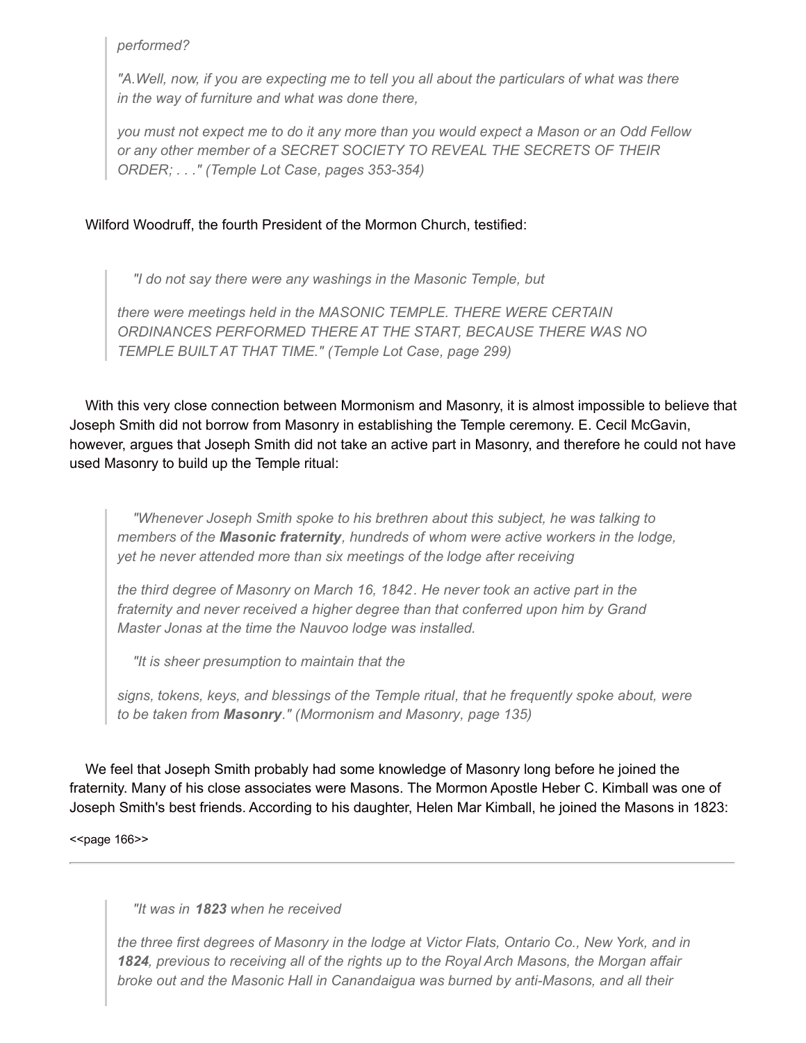> *performed?*
>
> *"A.Well, now, if you are expecting me to tell you all about the particulars of what was there in the way of furniture and what was done there,*
>
> *you must not expect me to do it any more than you would expect a Mason or an Odd Fellow or any other member of a SECRET SOCIETY TO REVEAL THE SECRETS OF THEIR ORDER; . . ." (Temple Lot Case, pages 353-354)*

Wilford Woodruff, the fourth President of the Mormon Church, testified:

> *"I do not say there were any washings in the Masonic Temple, but*
>
> *there were meetings held in the MASONIC TEMPLE. THERE WERE CERTAIN ORDINANCES PERFORMED THERE AT THE START, BECAUSE THERE WAS NO TEMPLE BUILT AT THAT TIME." (Temple Lot Case, page 299)*

With this very close connection between Mormonism and Masonry, it is almost impossible to believe that Joseph Smith did not borrow from Masonry in establishing the Temple ceremony. E. Cecil McGavin, however, argues that Joseph Smith did not take an active part in Masonry, and therefore he could not have used Masonry to build up the Temple ritual:

> *"Whenever Joseph Smith spoke to his brethren about this subject, he was talking to members of the **Masonic fraternity**, hundreds of whom were active workers in the lodge, yet he never attended more than six meetings of the lodge after receiving*
>
> *the third degree of Masonry on March 16, 1842. He never took an active part in the fraternity and never received a higher degree than that conferred upon him by Grand Master Jonas at the time the Nauvoo lodge was installed.*
>
> *"It is sheer presumption to maintain that the*
>
> *signs, tokens, keys, and blessings of the Temple ritual, that he frequently spoke about, were to be taken from **Masonry**." (Mormonism and Masonry, page 135)*

We feel that Joseph Smith probably had some knowledge of Masonry long before he joined the fraternity. Many of his close associates were Masons. The Mormon Apostle Heber C. Kimball was one of Joseph Smith's best friends. According to his daughter, Helen Mar Kimball, he joined the Masons in 1823:

<<page 166>>

---

> *"It was in **1823** when he received*
>
> *the three first degrees of Masonry in the lodge at Victor Flats, Ontario Co., New York, and in **1824**, previous to receiving all of the rights up to the Royal Arch Masons, the Morgan affair broke out and the Masonic Hall in Canandaigua was burned by anti-Masons, and all their*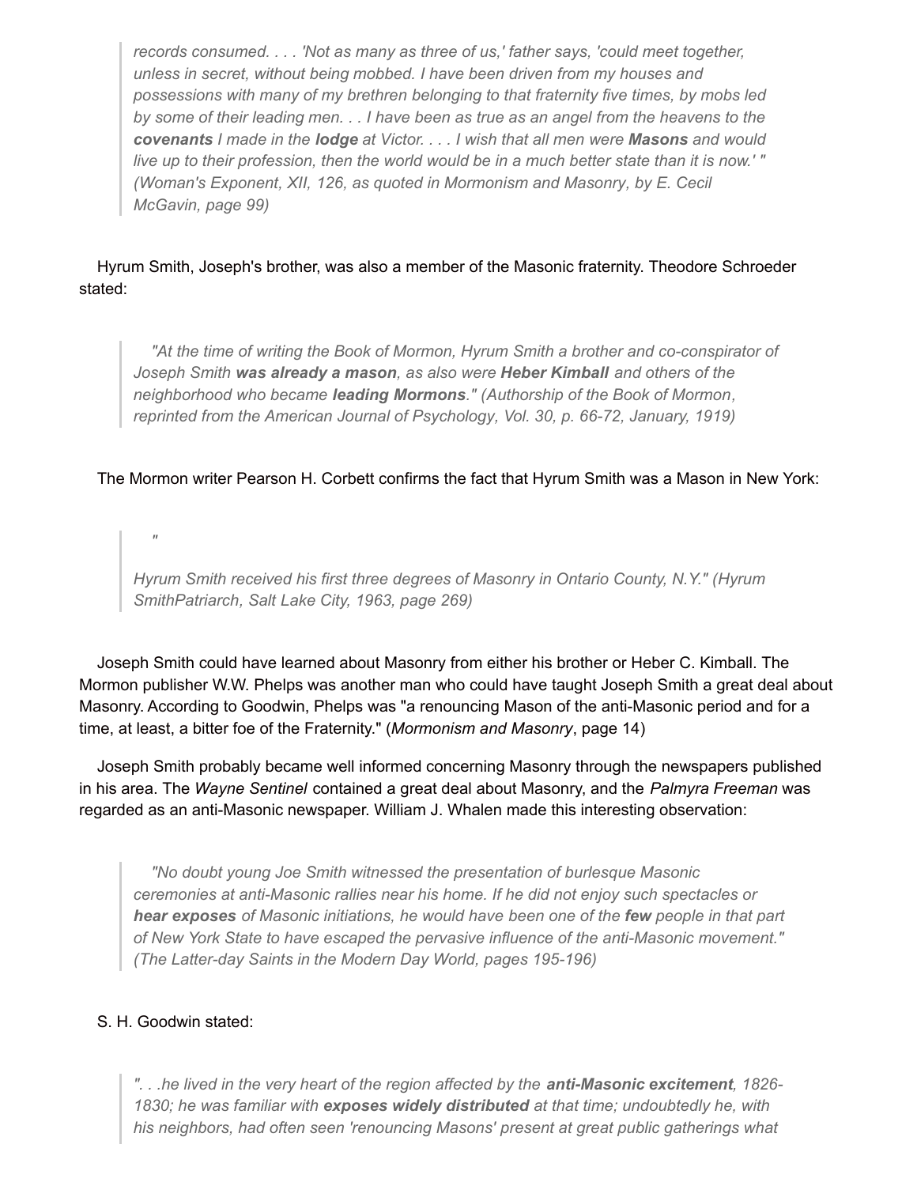> *records consumed. . . . 'Not as many as three of us,' father says, 'could meet together, unless in secret, without being mobbed. I have been driven from my houses and possessions with many of my brethren belonging to that fraternity five times, by mobs led by some of their leading men. . . I have been as true as an angel from the heavens to the **covenants** I made in the **lodge** at Victor. . . . I wish that all men were **Masons** and would live up to their profession, then the world would be in a much better state than it is now.' " (Woman's Exponent, XII, 126, as quoted in Mormonism and Masonry, by E. Cecil McGavin, page 99)*

Hyrum Smith, Joseph's brother, was also a member of the Masonic fraternity. Theodore Schroeder stated:

> *"At the time of writing the Book of Mormon, Hyrum Smith a brother and co-conspirator of Joseph Smith **was already a mason**, as also were **Heber Kimball** and others of the neighborhood who became **leading Mormons**." (Authorship of the Book of Mormon, reprinted from the American Journal of Psychology, Vol. 30, p. 66-72, January, 1919)*

The Mormon writer Pearson H. Corbett confirms the fact that Hyrum Smith was a Mason in New York:

> *"*
>
> *Hyrum Smith received his first three degrees of Masonry in Ontario County, N.Y." (Hyrum SmithPatriarch, Salt Lake City, 1963, page 269)*

Joseph Smith could have learned about Masonry from either his brother or Heber C. Kimball. The Mormon publisher W.W. Phelps was another man who could have taught Joseph Smith a great deal about Masonry. According to Goodwin, Phelps was "a renouncing Mason of the anti-Masonic period and for a time, at least, a bitter foe of the Fraternity." (*Mormonism and Masonry*, page 14)

Joseph Smith probably became well informed concerning Masonry through the newspapers published in his area. The *Wayne Sentinel* contained a great deal about Masonry, and the *Palmyra Freeman* was regarded as an anti-Masonic newspaper. William J. Whalen made this interesting observation:

> *"No doubt young Joe Smith witnessed the presentation of burlesque Masonic ceremonies at anti-Masonic rallies near his home. If he did not enjoy such spectacles or **hear exposes** of Masonic initiations, he would have been one of the **few** people in that part of New York State to have escaped the pervasive influence of the anti-Masonic movement." (The Latter-day Saints in the Modern Day World, pages 195-196)*

S. H. Goodwin stated:

> *". . .he lived in the very heart of the region affected by the **anti-Masonic excitement**, 1826-1830; he was familiar with **exposes widely distributed** at that time; undoubtedly he, with his neighbors, had often seen 'renouncing Masons' present at great public gatherings what*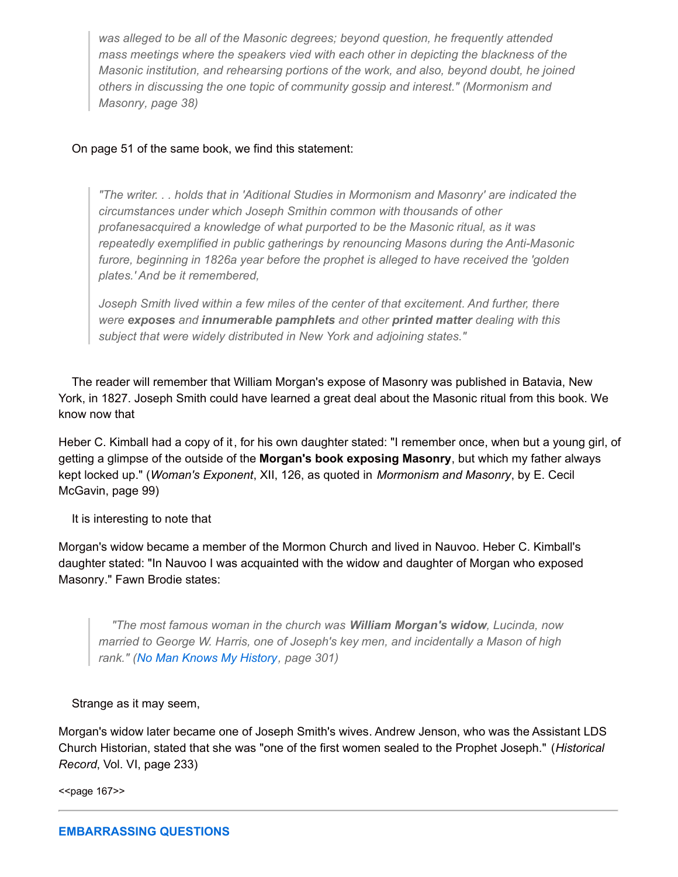> *was alleged to be all of the Masonic degrees; beyond question, he frequently attended mass meetings where the speakers vied with each other in depicting the blackness of the Masonic institution, and rehearsing portions of the work, and also, beyond doubt, he joined others in discussing the one topic of community gossip and interest." (Mormonism and Masonry, page 38)*

On page 51 of the same book, we find this statement:

> *"The writer. . . holds that in 'Aditional Studies in Mormonism and Masonry' are indicated the circumstances under which Joseph Smithin common with thousands of other profanesacquired a knowledge of what purported to be the Masonic ritual, as it was repeatedly exemplified in public gatherings by renouncing Masons during the Anti-Masonic furore, beginning in 1826a year before the prophet is alleged to have received the 'golden plates.' And be it remembered,*
>
> *Joseph Smith lived within a few miles of the center of that excitement. And further, there were **exposes** and **innumerable pamphlets** and other **printed matter** dealing with this subject that were widely distributed in New York and adjoining states."*

The reader will remember that William Morgan's expose of Masonry was published in Batavia, New York, in 1827. Joseph Smith could have learned a great deal about the Masonic ritual from this book. We know now that

Heber C. Kimball had a copy of it, for his own daughter stated: "I remember once, when but a young girl, of getting a glimpse of the outside of the **Morgan's book exposing Masonry**, but which my father always kept locked up." (*Woman's Exponent*, XII, 126, as quoted in *Mormonism and Masonry*, by E. Cecil McGavin, page 99)

It is interesting to note that

Morgan's widow became a member of the Mormon Church and lived in Nauvoo. Heber C. Kimball's daughter stated: "In Nauvoo I was acquainted with the widow and daughter of Morgan who exposed Masonry." Fawn Brodie states:

> *"The most famous woman in the church was **William Morgan's widow**, Lucinda, now married to George W. Harris, one of Joseph's key men, and incidentally a Mason of high rank." (No Man Knows My History, page 301)*

Strange as it may seem,

Morgan's widow later became one of Joseph Smith's wives. Andrew Jenson, who was the Assistant LDS Church Historian, stated that she was "one of the first women sealed to the Prophet Joseph." (*Historical Record*, Vol. VI, page 233)

<<page 167>>

---

**EMBARRASSING QUESTIONS**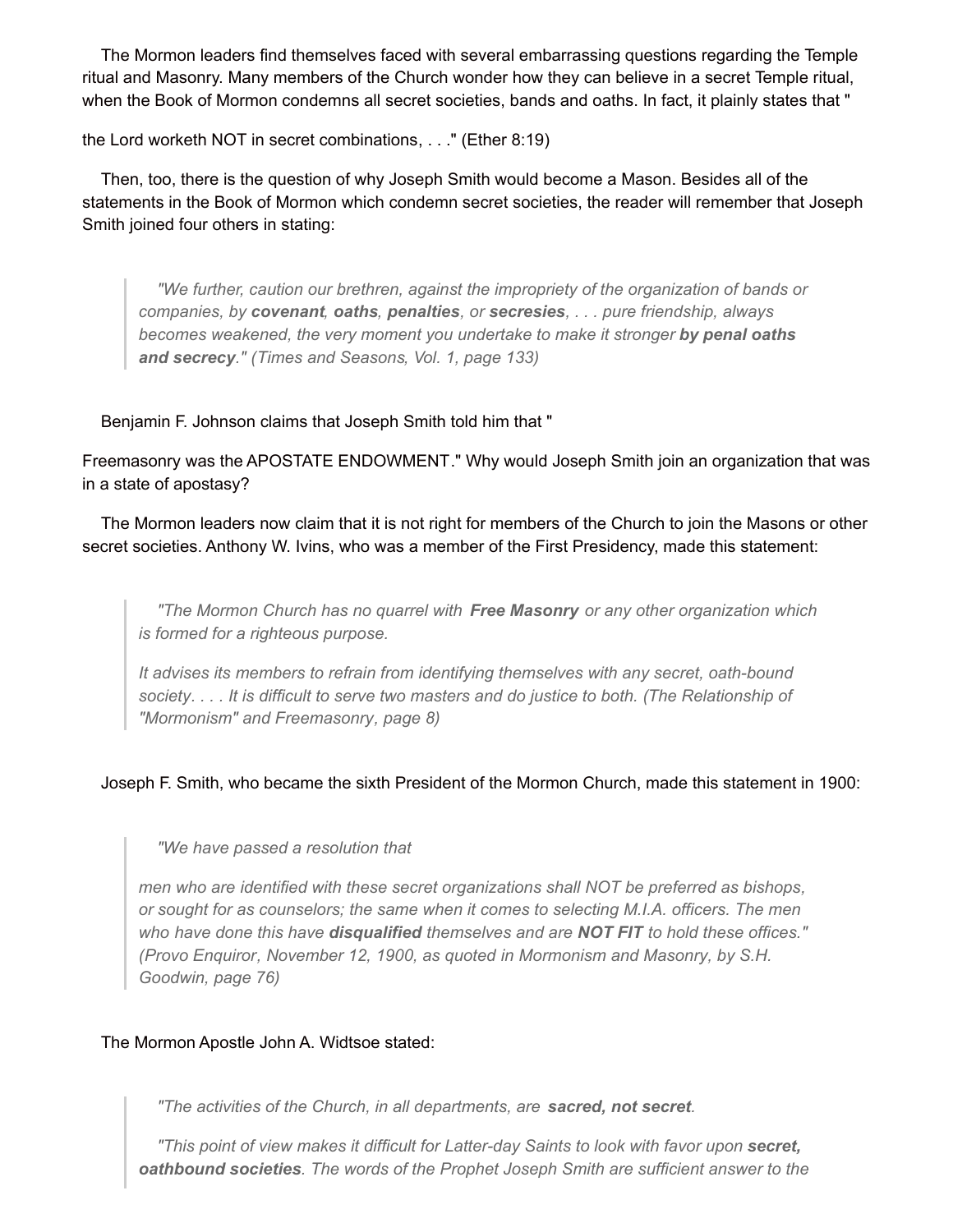The Mormon leaders find themselves faced with several embarrassing questions regarding the Temple ritual and Masonry. Many members of the Church wonder how they can believe in a secret Temple ritual, when the Book of Mormon condemns all secret societies, bands and oaths. In fact, it plainly states that "the Lord worketh NOT in secret combinations, . . ." (Ether 8:19)

Then, too, there is the question of why Joseph Smith would become a Mason. Besides all of the statements in the Book of Mormon which condemn secret societies, the reader will remember that Joseph Smith joined four others in stating:

> *"We further, caution our brethren, against the impropriety of the organization of bands or companies, by **covenant**, **oaths**, **penalties**, or **secresies**, . . . pure friendship, always becomes weakened, the very moment you undertake to make it stronger **by penal oaths and secrecy**." (Times and Seasons, Vol. 1, page 133)*

Benjamin F. Johnson claims that Joseph Smith told him that "Freemasonry was the APOSTATE ENDOWMENT." Why would Joseph Smith join an organization that was in a state of apostasy?

The Mormon leaders now claim that it is not right for members of the Church to join the Masons or other secret societies. Anthony W. Ivins, who was a member of the First Presidency, made this statement:

> *"The Mormon Church has no quarrel with **Free Masonry** or any other organization which is formed for a righteous purpose.*
>
> *It advises its members to refrain from identifying themselves with any secret, oath-bound society. . . . It is difficult to serve two masters and do justice to both. (The Relationship of "Mormonism" and Freemasonry, page 8)*

Joseph F. Smith, who became the sixth President of the Mormon Church, made this statement in 1900:

> *"We have passed a resolution that men who are identified with these secret organizations shall NOT be preferred as bishops, or sought for as counselors; the same when it comes to selecting M.I.A. officers. The men who have done this have **disqualified** themselves and are **NOT FIT** to hold these offices." (Provo Enquiror, November 12, 1900, as quoted in Mormonism and Masonry, by S.H. Goodwin, page 76)*

The Mormon Apostle John A. Widtsoe stated:

> *"The activities of the Church, in all departments, are **sacred, not secret**.*
>
> *"This point of view makes it difficult for Latter-day Saints to look with favor upon **secret, oathbound societies**. The words of the Prophet Joseph Smith are sufficient answer to the*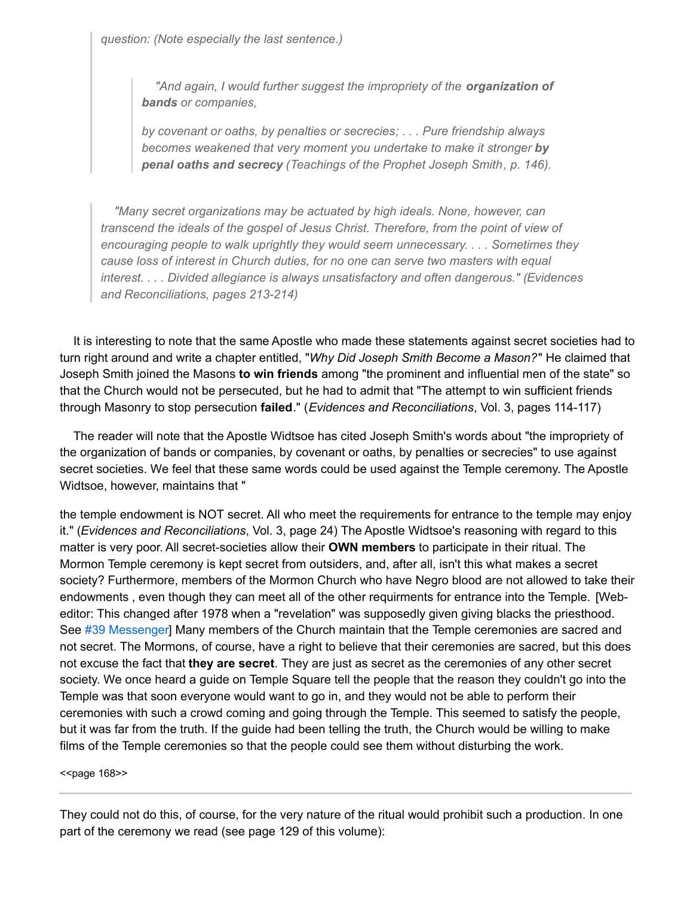> *question: (Note especially the last sentence.)*
>
> > *"And again, I would further suggest the impropriety of the **organization of bands** or companies,*
> >
> > *by covenant or oaths, by penalties or secrecies; . . . Pure friendship always becomes weakened that very moment you undertake to make it stronger **by penal oaths and secrecy** (Teachings of the Prophet Joseph Smith, p. 146).*

> *"Many secret organizations may be actuated by high ideals. None, however, can transcend the ideals of the gospel of Jesus Christ. Therefore, from the point of view of encouraging people to walk uprightly they would seem unnecessary. . . . Sometimes they cause loss of interest in Church duties, for no one can serve two masters with equal interest. . . . Divided allegiance is always unsatisfactory and often dangerous." (Evidences and Reconciliations, pages 213-214)*

It is interesting to note that the same Apostle who made these statements against secret societies had to turn right around and write a chapter entitled, "*Why Did Joseph Smith Become a Mason?*" He claimed that Joseph Smith joined the Masons **to win friends** among "the prominent and influential men of the state" so that the Church would not be persecuted, but he had to admit that "The attempt to win sufficient friends through Masonry to stop persecution **failed**." (*Evidences and Reconciliations*, Vol. 3, pages 114-117)

The reader will note that the Apostle Widtsoe has cited Joseph Smith's words about "the impropriety of the organization of bands or companies, by covenant or oaths, by penalties or secrecies" to use against secret societies. We feel that these same words could be used against the Temple ceremony. The Apostle Widtsoe, however, maintains that "

the temple endowment is NOT secret. All who meet the requirements for entrance to the temple may enjoy it." (*Evidences and Reconciliations*, Vol. 3, page 24) The Apostle Widtsoe's reasoning with regard to this matter is very poor. All secret-societies allow their **OWN members** to participate in their ritual. The Mormon Temple ceremony is kept secret from outsiders, and, after all, isn't this what makes a secret society? Furthermore, members of the Mormon Church who have Negro blood are not allowed to take their endowments , even though they can meet all of the other requirments for entrance into the Temple. [Web-editor: This changed after 1978 when a "revelation" was supposedly given giving blacks the priesthood. See #39 Messenger] Many members of the Church maintain that the Temple ceremonies are sacred and not secret. The Mormons, of course, have a right to believe that their ceremonies are sacred, but this does not excuse the fact that **they are secret**. They are just as secret as the ceremonies of any other secret society. We once heard a guide on Temple Square tell the people that the reason they couldn't go into the Temple was that soon everyone would want to go in, and they would not be able to perform their ceremonies with such a crowd coming and going through the Temple. This seemed to satisfy the people, but it was far from the truth. If the guide had been telling the truth, the Church would be willing to make films of the Temple ceremonies so that the people could see them without disturbing the work.

<<page 168>>

---

They could not do this, of course, for the very nature of the ritual would prohibit such a production. In one part of the ceremony we read (see page 129 of this volume):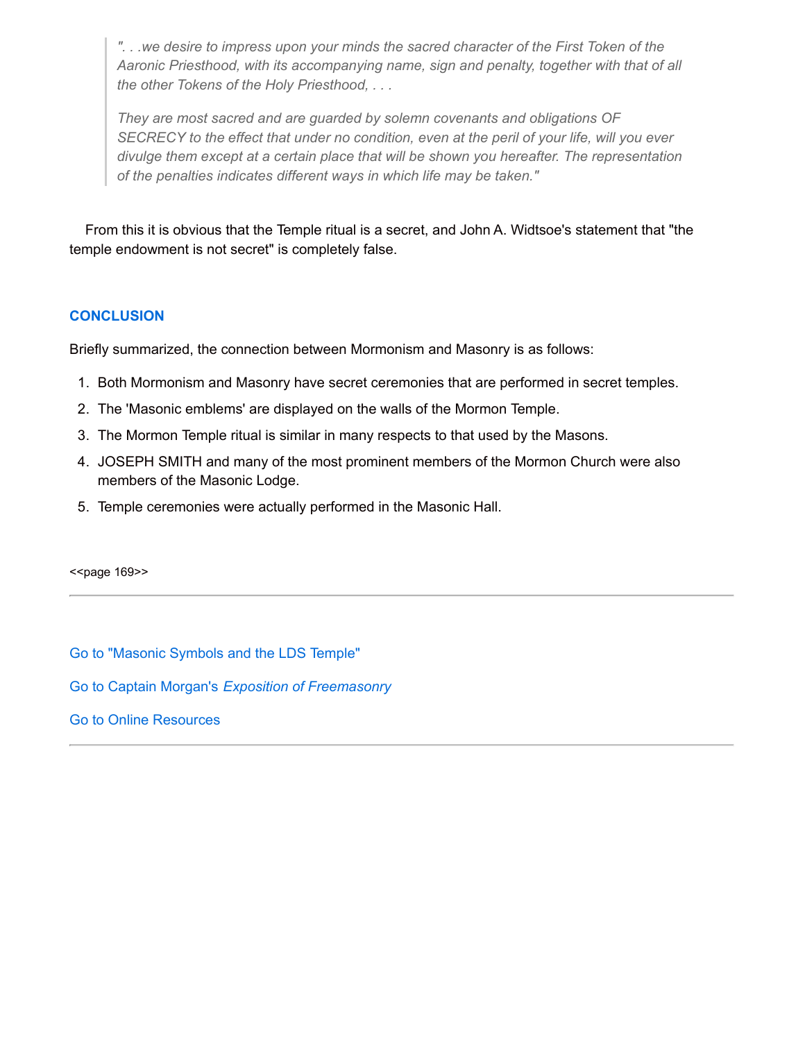> ". . .we desire to impress upon your minds the sacred character of the First Token of the Aaronic Priesthood, with its accompanying name, sign and penalty, together with that of all the other Tokens of the Holy Priesthood, . . .
>
> They are most sacred and are guarded by solemn covenants and obligations OF SECRECY to the effect that under no condition, even at the peril of your life, will you ever divulge them except at a certain place that will be shown you hereafter. The representation of the penalties indicates different ways in which life may be taken."

From this it is obvious that the Temple ritual is a secret, and John A. Widtsoe's statement that "the temple endowment is not secret" is completely false.

## CONCLUSION

Briefly summarized, the connection between Mormonism and Masonry is as follows:

1. Both Mormonism and Masonry have secret ceremonies that are performed in secret temples.
2. The 'Masonic emblems' are displayed on the walls of the Mormon Temple.
3. The Mormon Temple ritual is similar in many respects to that used by the Masons.
4. JOSEPH SMITH and many of the most prominent members of the Mormon Church were also members of the Masonic Lodge.
5. Temple ceremonies were actually performed in the Masonic Hall.

<<page 169>>

---

Go to "Masonic Symbols and the LDS Temple"

Go to Captain Morgan's *Exposition of Freemasonry*

Go to Online Resources

---